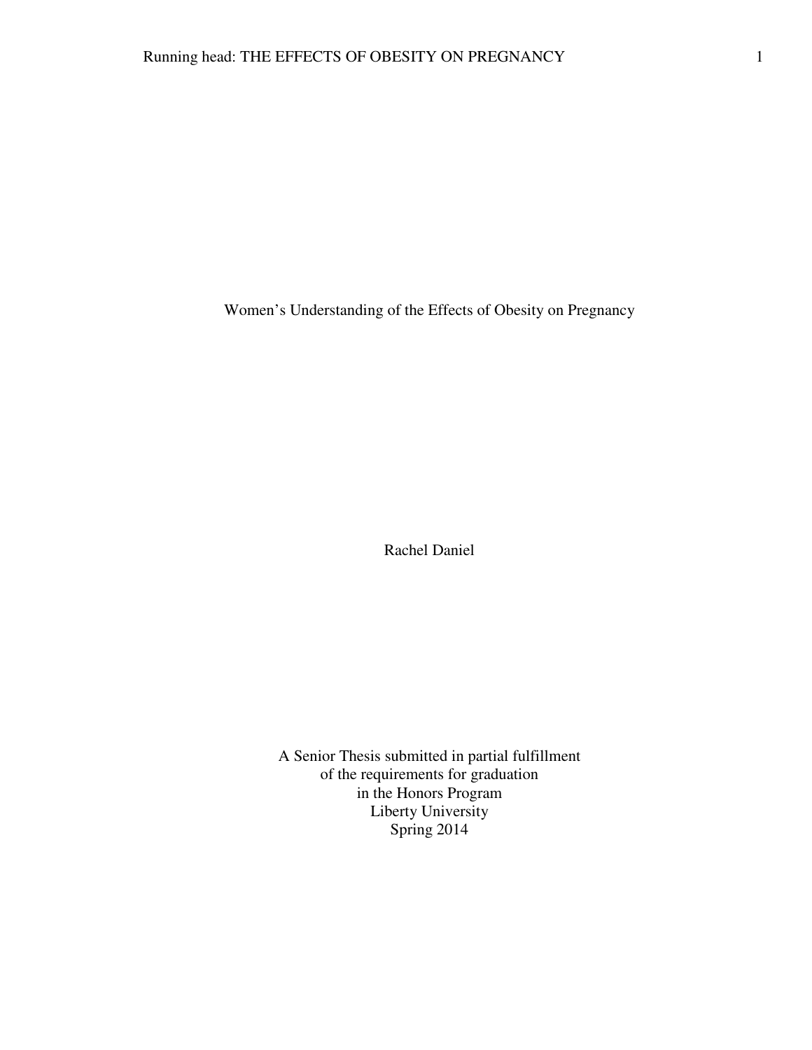# Women's Understanding of the Effects of Obesity on Pregnancy

Rachel Daniel

A Senior Thesis submitted in partial fulfillment
of the requirements for graduation
in the Honors Program
Liberty University
Spring 2014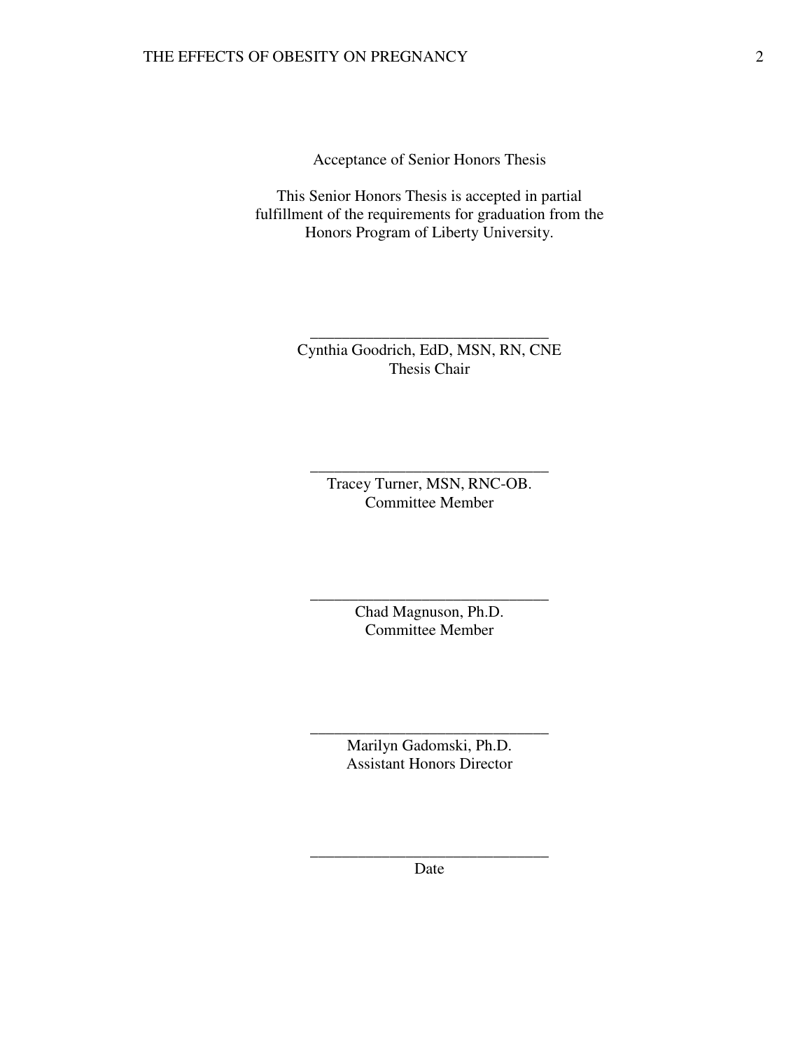Acceptance of Senior Honors Thesis

This Senior Honors Thesis is accepted in partial fulfillment of the requirements for graduation from the Honors Program of Liberty University.

______________________________
Cynthia Goodrich, EdD, MSN, RN, CNE
Thesis Chair

______________________________
Tracey Turner, MSN, RNC-OB.
Committee Member

______________________________
Chad Magnuson, Ph.D.
Committee Member

______________________________
Marilyn Gadomski, Ph.D.
Assistant Honors Director

______________________________
Date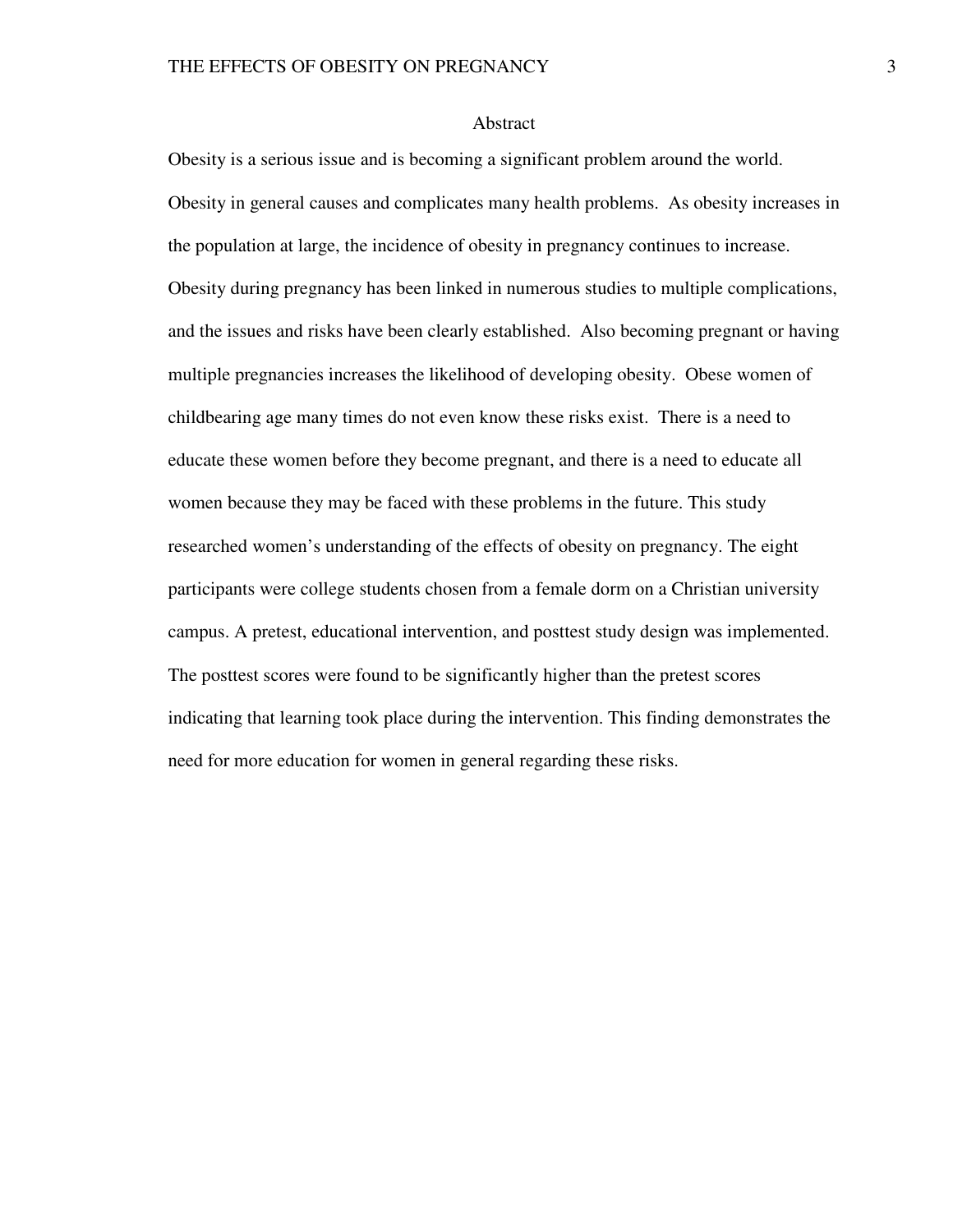## Abstract

Obesity is a serious issue and is becoming a significant problem around the world. Obesity in general causes and complicates many health problems. As obesity increases in the population at large, the incidence of obesity in pregnancy continues to increase. Obesity during pregnancy has been linked in numerous studies to multiple complications, and the issues and risks have been clearly established. Also becoming pregnant or having multiple pregnancies increases the likelihood of developing obesity. Obese women of childbearing age many times do not even know these risks exist. There is a need to educate these women before they become pregnant, and there is a need to educate all women because they may be faced with these problems in the future. This study researched women's understanding of the effects of obesity on pregnancy. The eight participants were college students chosen from a female dorm on a Christian university campus. A pretest, educational intervention, and posttest study design was implemented. The posttest scores were found to be significantly higher than the pretest scores indicating that learning took place during the intervention. This finding demonstrates the need for more education for women in general regarding these risks.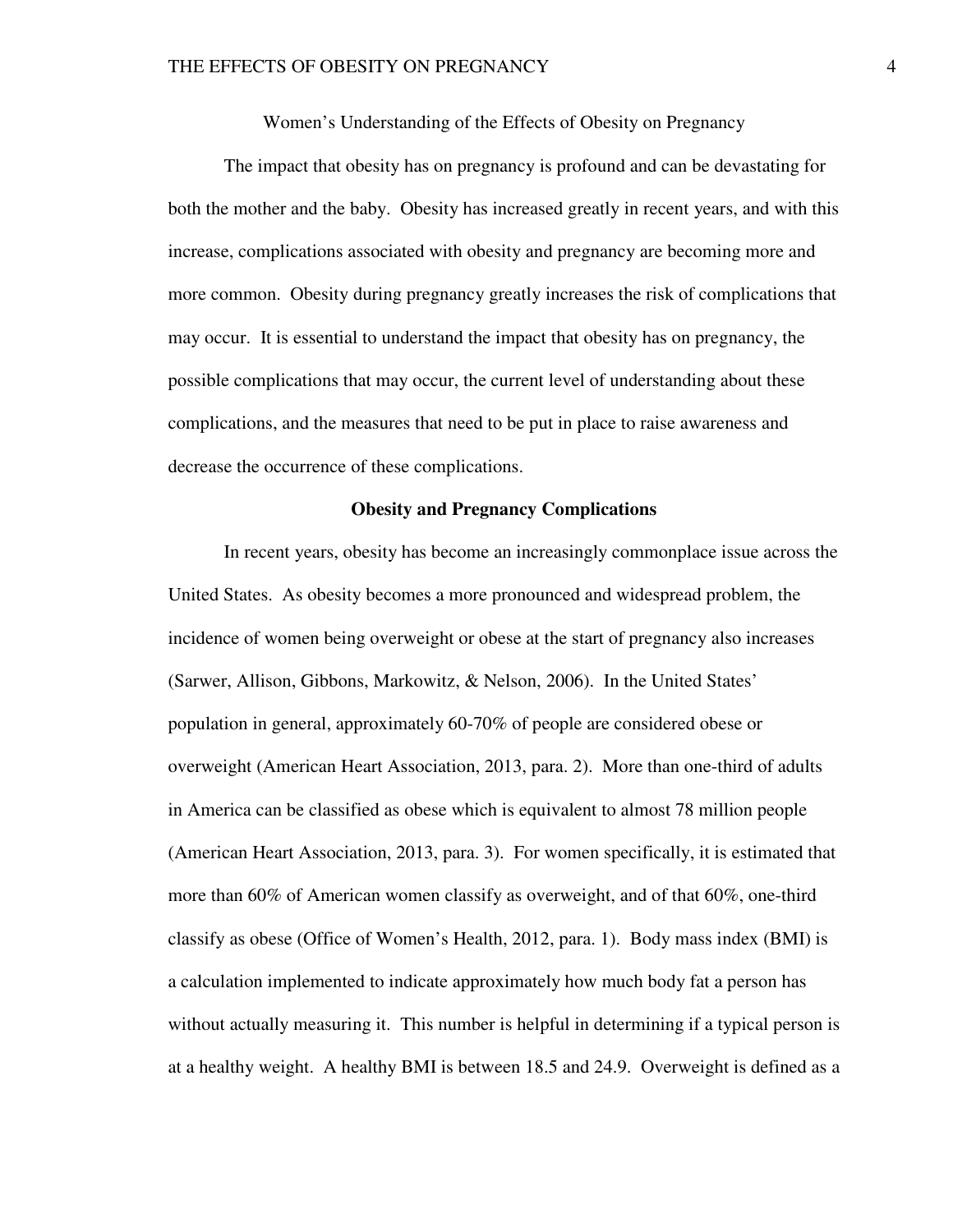Women's Understanding of the Effects of Obesity on Pregnancy

The impact that obesity has on pregnancy is profound and can be devastating for both the mother and the baby. Obesity has increased greatly in recent years, and with this increase, complications associated with obesity and pregnancy are becoming more and more common. Obesity during pregnancy greatly increases the risk of complications that may occur. It is essential to understand the impact that obesity has on pregnancy, the possible complications that may occur, the current level of understanding about these complications, and the measures that need to be put in place to raise awareness and decrease the occurrence of these complications.

## Obesity and Pregnancy Complications

In recent years, obesity has become an increasingly commonplace issue across the United States. As obesity becomes a more pronounced and widespread problem, the incidence of women being overweight or obese at the start of pregnancy also increases (Sarwer, Allison, Gibbons, Markowitz, & Nelson, 2006). In the United States' population in general, approximately 60-70% of people are considered obese or overweight (American Heart Association, 2013, para. 2). More than one-third of adults in America can be classified as obese which is equivalent to almost 78 million people (American Heart Association, 2013, para. 3). For women specifically, it is estimated that more than 60% of American women classify as overweight, and of that 60%, one-third classify as obese (Office of Women's Health, 2012, para. 1). Body mass index (BMI) is a calculation implemented to indicate approximately how much body fat a person has without actually measuring it. This number is helpful in determining if a typical person is at a healthy weight. A healthy BMI is between 18.5 and 24.9. Overweight is defined as a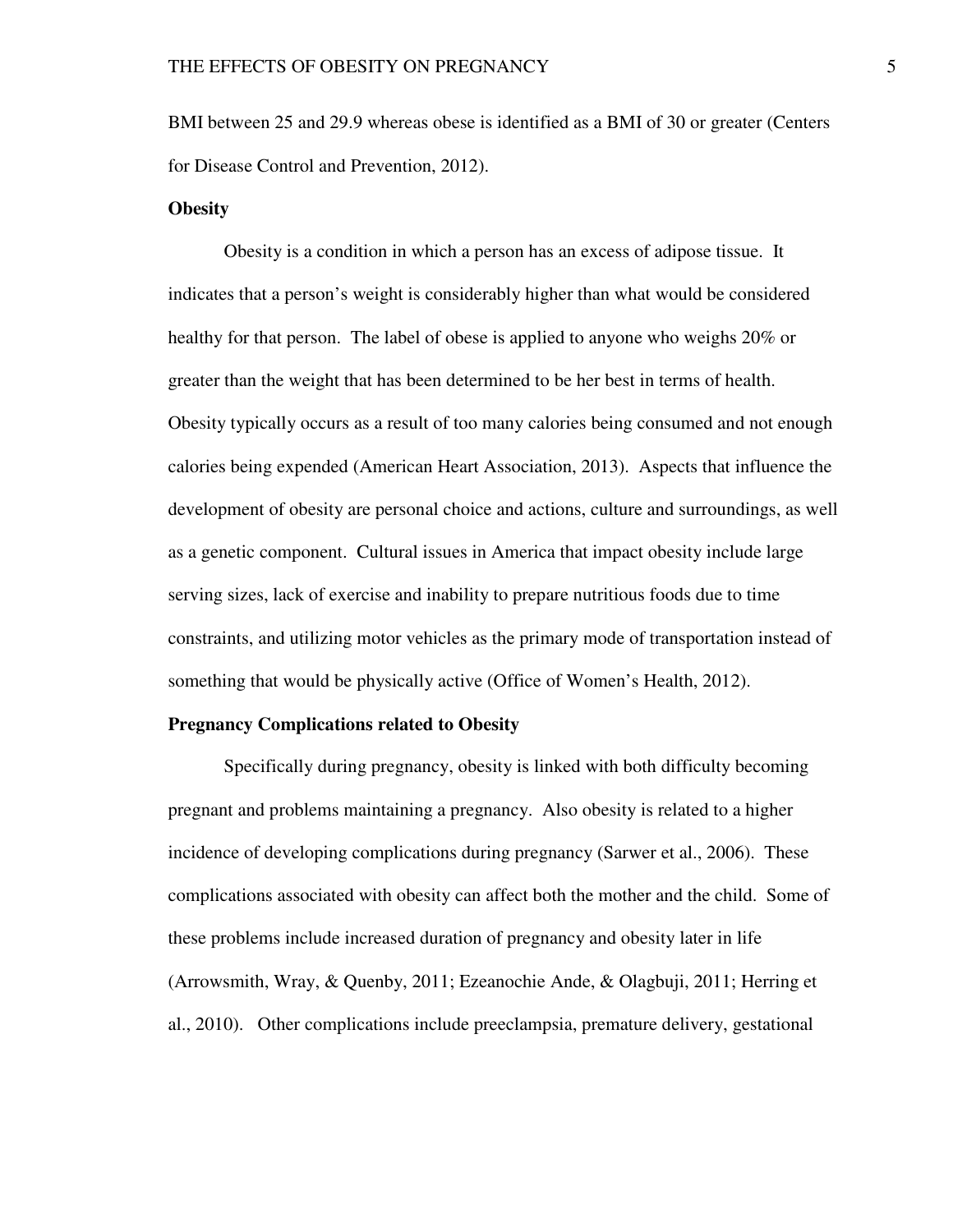BMI between 25 and 29.9 whereas obese is identified as a BMI of 30 or greater (Centers for Disease Control and Prevention, 2012).

**Obesity**

Obesity is a condition in which a person has an excess of adipose tissue. It indicates that a person's weight is considerably higher than what would be considered healthy for that person. The label of obese is applied to anyone who weighs 20% or greater than the weight that has been determined to be her best in terms of health. Obesity typically occurs as a result of too many calories being consumed and not enough calories being expended (American Heart Association, 2013). Aspects that influence the development of obesity are personal choice and actions, culture and surroundings, as well as a genetic component. Cultural issues in America that impact obesity include large serving sizes, lack of exercise and inability to prepare nutritious foods due to time constraints, and utilizing motor vehicles as the primary mode of transportation instead of something that would be physically active (Office of Women's Health, 2012).

**Pregnancy Complications related to Obesity**

Specifically during pregnancy, obesity is linked with both difficulty becoming pregnant and problems maintaining a pregnancy. Also obesity is related to a higher incidence of developing complications during pregnancy (Sarwer et al., 2006). These complications associated with obesity can affect both the mother and the child. Some of these problems include increased duration of pregnancy and obesity later in life (Arrowsmith, Wray, & Quenby, 2011; Ezeanochie Ande, & Olagbuji, 2011; Herring et al., 2010). Other complications include preeclampsia, premature delivery, gestational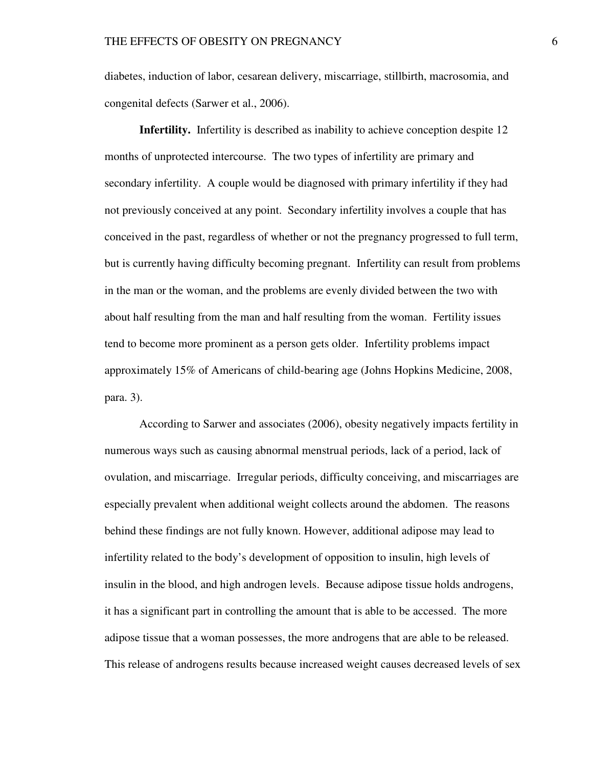diabetes, induction of labor, cesarean delivery, miscarriage, stillbirth, macrosomia, and congenital defects (Sarwer et al., 2006).

**Infertility.** Infertility is described as inability to achieve conception despite 12 months of unprotected intercourse. The two types of infertility are primary and secondary infertility. A couple would be diagnosed with primary infertility if they had not previously conceived at any point. Secondary infertility involves a couple that has conceived in the past, regardless of whether or not the pregnancy progressed to full term, but is currently having difficulty becoming pregnant. Infertility can result from problems in the man or the woman, and the problems are evenly divided between the two with about half resulting from the man and half resulting from the woman. Fertility issues tend to become more prominent as a person gets older. Infertility problems impact approximately 15% of Americans of child-bearing age (Johns Hopkins Medicine, 2008, para. 3).

According to Sarwer and associates (2006), obesity negatively impacts fertility in numerous ways such as causing abnormal menstrual periods, lack of a period, lack of ovulation, and miscarriage. Irregular periods, difficulty conceiving, and miscarriages are especially prevalent when additional weight collects around the abdomen. The reasons behind these findings are not fully known. However, additional adipose may lead to infertility related to the body's development of opposition to insulin, high levels of insulin in the blood, and high androgen levels. Because adipose tissue holds androgens, it has a significant part in controlling the amount that is able to be accessed. The more adipose tissue that a woman possesses, the more androgens that are able to be released. This release of androgens results because increased weight causes decreased levels of sex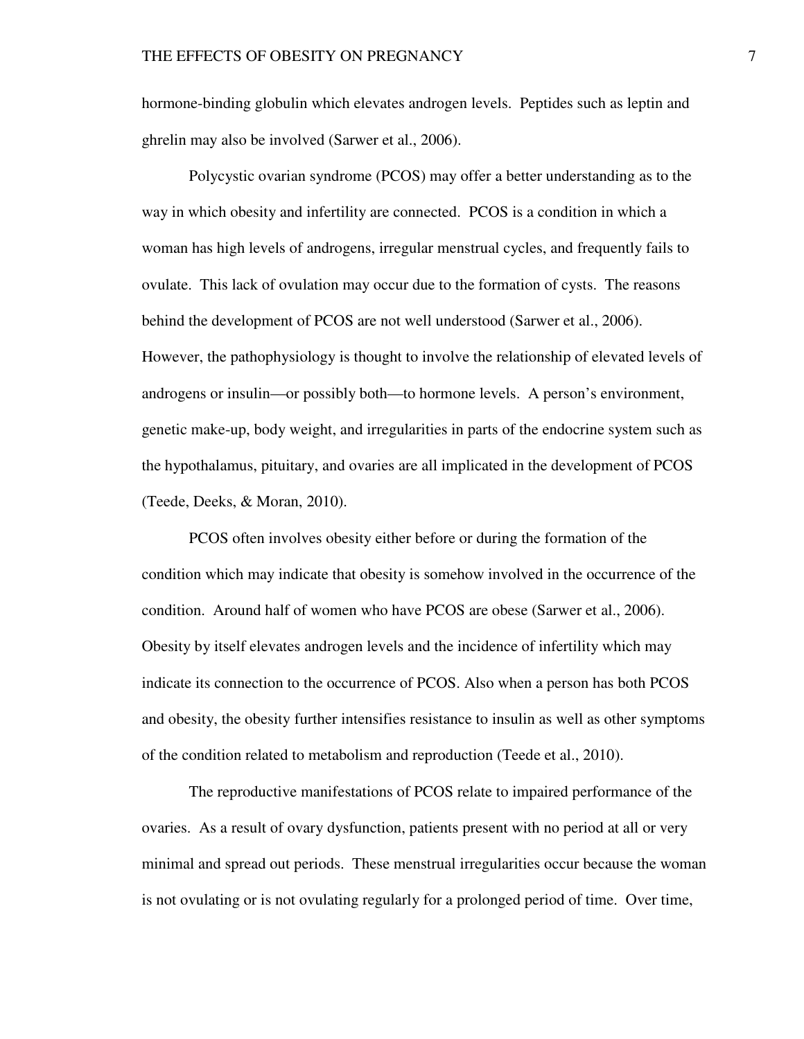hormone-binding globulin which elevates androgen levels. Peptides such as leptin and ghrelin may also be involved (Sarwer et al., 2006).

Polycystic ovarian syndrome (PCOS) may offer a better understanding as to the way in which obesity and infertility are connected. PCOS is a condition in which a woman has high levels of androgens, irregular menstrual cycles, and frequently fails to ovulate. This lack of ovulation may occur due to the formation of cysts. The reasons behind the development of PCOS are not well understood (Sarwer et al., 2006). However, the pathophysiology is thought to involve the relationship of elevated levels of androgens or insulin—or possibly both—to hormone levels. A person's environment, genetic make-up, body weight, and irregularities in parts of the endocrine system such as the hypothalamus, pituitary, and ovaries are all implicated in the development of PCOS (Teede, Deeks, & Moran, 2010).

PCOS often involves obesity either before or during the formation of the condition which may indicate that obesity is somehow involved in the occurrence of the condition. Around half of women who have PCOS are obese (Sarwer et al., 2006). Obesity by itself elevates androgen levels and the incidence of infertility which may indicate its connection to the occurrence of PCOS. Also when a person has both PCOS and obesity, the obesity further intensifies resistance to insulin as well as other symptoms of the condition related to metabolism and reproduction (Teede et al., 2010).

The reproductive manifestations of PCOS relate to impaired performance of the ovaries. As a result of ovary dysfunction, patients present with no period at all or very minimal and spread out periods. These menstrual irregularities occur because the woman is not ovulating or is not ovulating regularly for a prolonged period of time. Over time,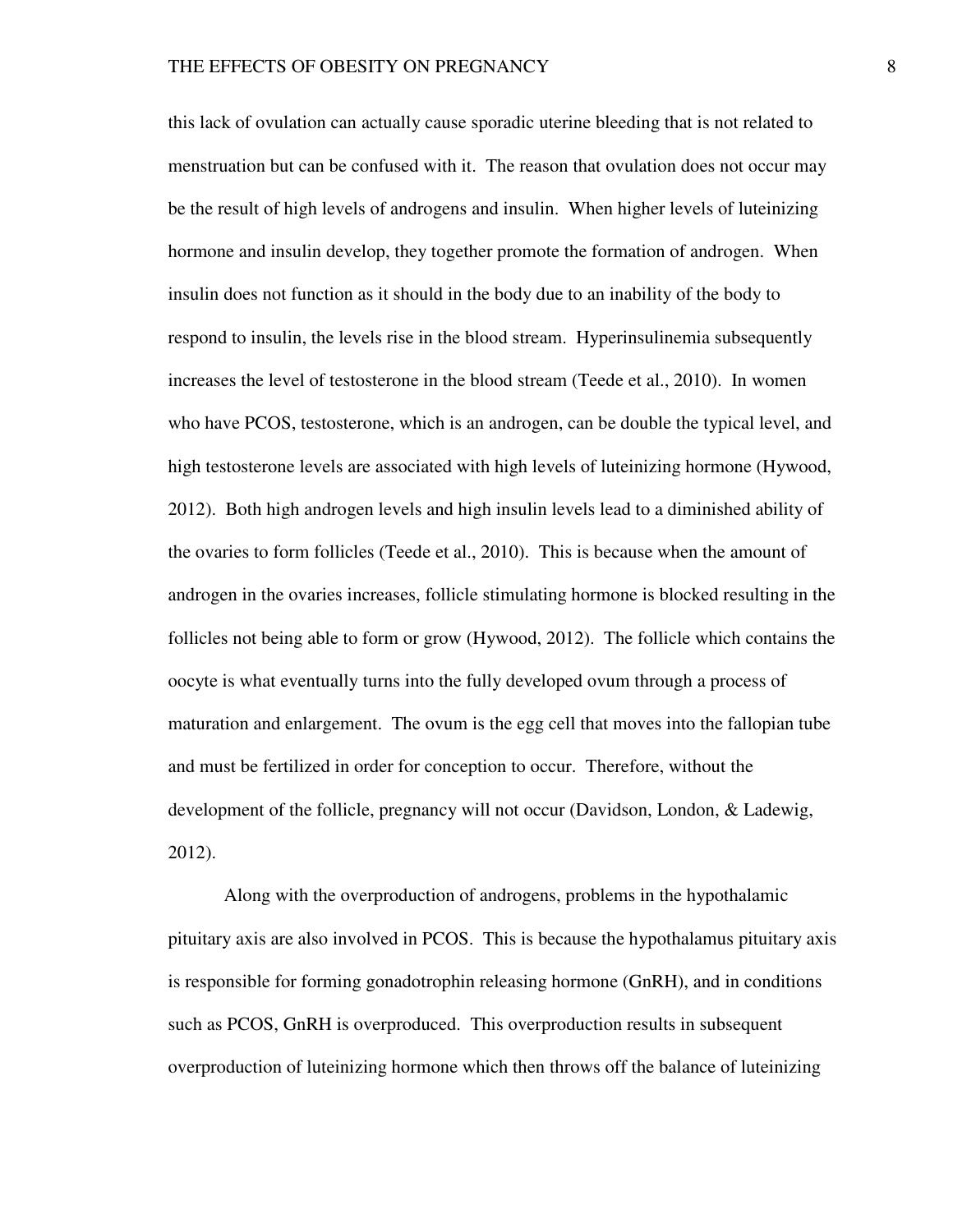this lack of ovulation can actually cause sporadic uterine bleeding that is not related to menstruation but can be confused with it.  The reason that ovulation does not occur may be the result of high levels of androgens and insulin.  When higher levels of luteinizing hormone and insulin develop, they together promote the formation of androgen.  When insulin does not function as it should in the body due to an inability of the body to respond to insulin, the levels rise in the blood stream.  Hyperinsulinemia subsequently increases the level of testosterone in the blood stream (Teede et al., 2010).  In women who have PCOS, testosterone, which is an androgen, can be double the typical level, and high testosterone levels are associated with high levels of luteinizing hormone (Hywood, 2012).  Both high androgen levels and high insulin levels lead to a diminished ability of the ovaries to form follicles (Teede et al., 2010).  This is because when the amount of androgen in the ovaries increases, follicle stimulating hormone is blocked resulting in the follicles not being able to form or grow (Hywood, 2012).  The follicle which contains the oocyte is what eventually turns into the fully developed ovum through a process of maturation and enlargement.  The ovum is the egg cell that moves into the fallopian tube and must be fertilized in order for conception to occur.  Therefore, without the development of the follicle, pregnancy will not occur (Davidson, London, & Ladewig, 2012).

Along with the overproduction of androgens, problems in the hypothalamic pituitary axis are also involved in PCOS.  This is because the hypothalamus pituitary axis is responsible for forming gonadotrophin releasing hormone (GnRH), and in conditions such as PCOS, GnRH is overproduced.  This overproduction results in subsequent overproduction of luteinizing hormone which then throws off the balance of luteinizing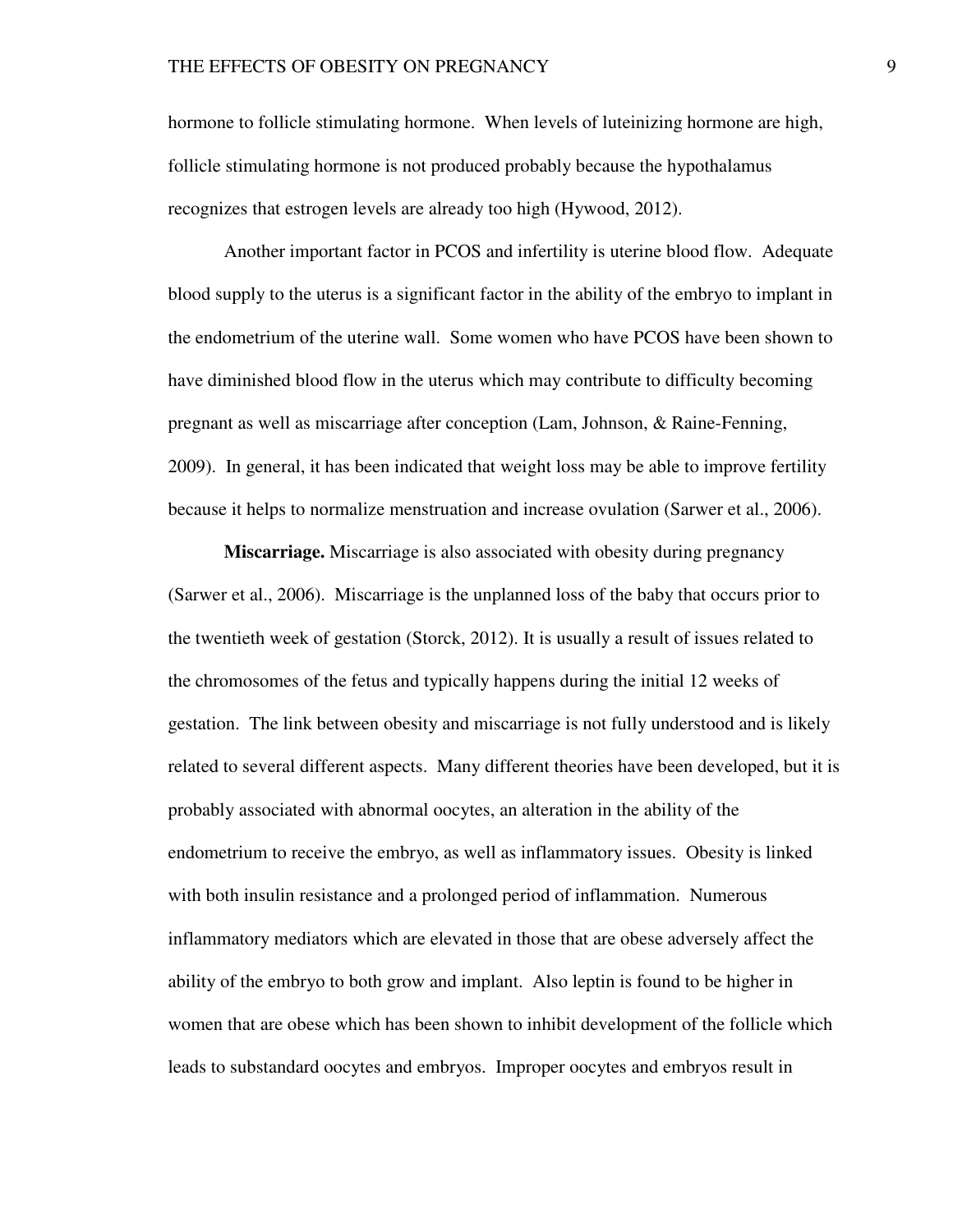hormone to follicle stimulating hormone. When levels of luteinizing hormone are high, follicle stimulating hormone is not produced probably because the hypothalamus recognizes that estrogen levels are already too high (Hywood, 2012).

Another important factor in PCOS and infertility is uterine blood flow. Adequate blood supply to the uterus is a significant factor in the ability of the embryo to implant in the endometrium of the uterine wall. Some women who have PCOS have been shown to have diminished blood flow in the uterus which may contribute to difficulty becoming pregnant as well as miscarriage after conception (Lam, Johnson, & Raine-Fenning, 2009). In general, it has been indicated that weight loss may be able to improve fertility because it helps to normalize menstruation and increase ovulation (Sarwer et al., 2006).

**Miscarriage.** Miscarriage is also associated with obesity during pregnancy (Sarwer et al., 2006). Miscarriage is the unplanned loss of the baby that occurs prior to the twentieth week of gestation (Storck, 2012). It is usually a result of issues related to the chromosomes of the fetus and typically happens during the initial 12 weeks of gestation. The link between obesity and miscarriage is not fully understood and is likely related to several different aspects. Many different theories have been developed, but it is probably associated with abnormal oocytes, an alteration in the ability of the endometrium to receive the embryo, as well as inflammatory issues. Obesity is linked with both insulin resistance and a prolonged period of inflammation. Numerous inflammatory mediators which are elevated in those that are obese adversely affect the ability of the embryo to both grow and implant. Also leptin is found to be higher in women that are obese which has been shown to inhibit development of the follicle which leads to substandard oocytes and embryos. Improper oocytes and embryos result in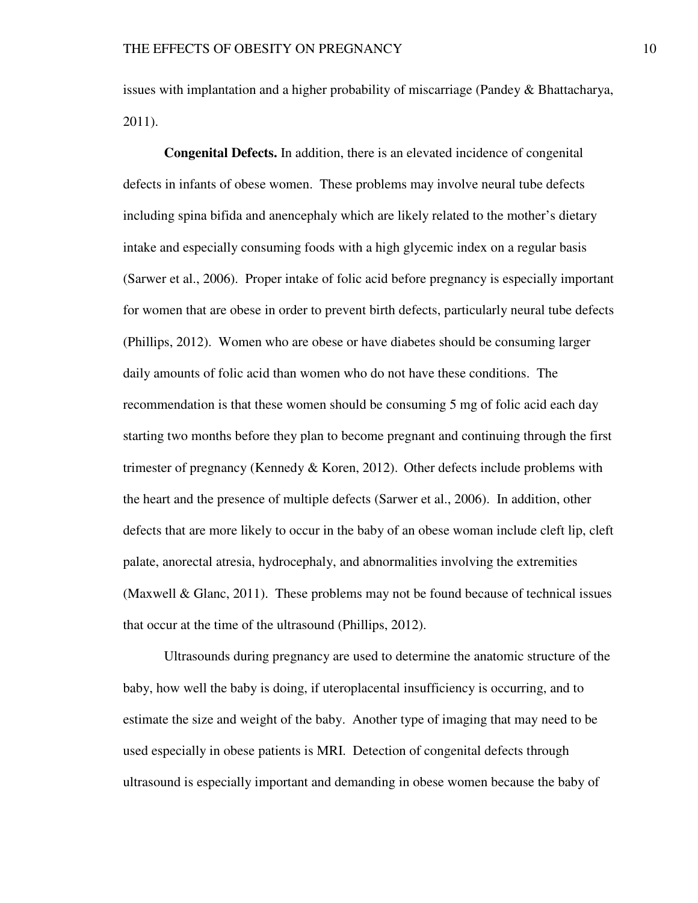issues with implantation and a higher probability of miscarriage (Pandey & Bhattacharya, 2011).

**Congenital Defects.** In addition, there is an elevated incidence of congenital defects in infants of obese women. These problems may involve neural tube defects including spina bifida and anencephaly which are likely related to the mother's dietary intake and especially consuming foods with a high glycemic index on a regular basis (Sarwer et al., 2006). Proper intake of folic acid before pregnancy is especially important for women that are obese in order to prevent birth defects, particularly neural tube defects (Phillips, 2012). Women who are obese or have diabetes should be consuming larger daily amounts of folic acid than women who do not have these conditions. The recommendation is that these women should be consuming 5 mg of folic acid each day starting two months before they plan to become pregnant and continuing through the first trimester of pregnancy (Kennedy & Koren, 2012). Other defects include problems with the heart and the presence of multiple defects (Sarwer et al., 2006). In addition, other defects that are more likely to occur in the baby of an obese woman include cleft lip, cleft palate, anorectal atresia, hydrocephaly, and abnormalities involving the extremities (Maxwell & Glanc, 2011). These problems may not be found because of technical issues that occur at the time of the ultrasound (Phillips, 2012).

Ultrasounds during pregnancy are used to determine the anatomic structure of the baby, how well the baby is doing, if uteroplacental insufficiency is occurring, and to estimate the size and weight of the baby. Another type of imaging that may need to be used especially in obese patients is MRI. Detection of congenital defects through ultrasound is especially important and demanding in obese women because the baby of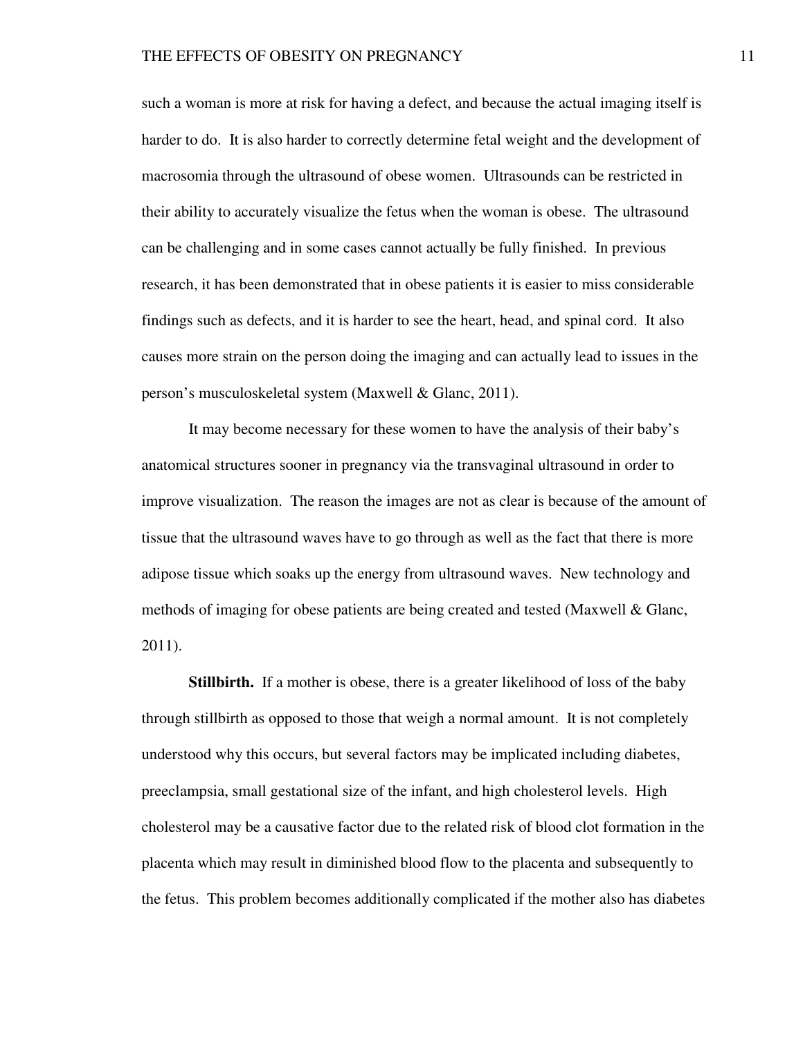such a woman is more at risk for having a defect, and because the actual imaging itself is harder to do. It is also harder to correctly determine fetal weight and the development of macrosomia through the ultrasound of obese women. Ultrasounds can be restricted in their ability to accurately visualize the fetus when the woman is obese. The ultrasound can be challenging and in some cases cannot actually be fully finished. In previous research, it has been demonstrated that in obese patients it is easier to miss considerable findings such as defects, and it is harder to see the heart, head, and spinal cord. It also causes more strain on the person doing the imaging and can actually lead to issues in the person's musculoskeletal system (Maxwell & Glanc, 2011).

It may become necessary for these women to have the analysis of their baby's anatomical structures sooner in pregnancy via the transvaginal ultrasound in order to improve visualization. The reason the images are not as clear is because of the amount of tissue that the ultrasound waves have to go through as well as the fact that there is more adipose tissue which soaks up the energy from ultrasound waves. New technology and methods of imaging for obese patients are being created and tested (Maxwell & Glanc, 2011).

**Stillbirth.** If a mother is obese, there is a greater likelihood of loss of the baby through stillbirth as opposed to those that weigh a normal amount. It is not completely understood why this occurs, but several factors may be implicated including diabetes, preeclampsia, small gestational size of the infant, and high cholesterol levels. High cholesterol may be a causative factor due to the related risk of blood clot formation in the placenta which may result in diminished blood flow to the placenta and subsequently to the fetus. This problem becomes additionally complicated if the mother also has diabetes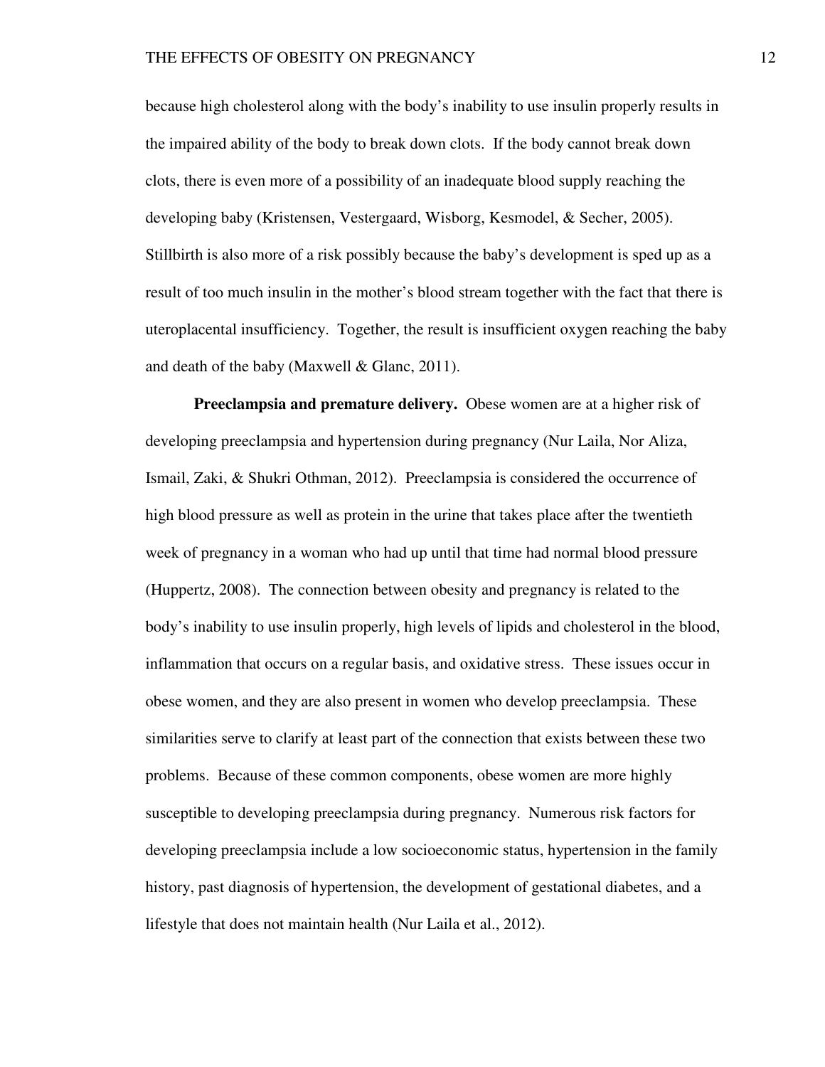because high cholesterol along with the body's inability to use insulin properly results in the impaired ability of the body to break down clots. If the body cannot break down clots, there is even more of a possibility of an inadequate blood supply reaching the developing baby (Kristensen, Vestergaard, Wisborg, Kesmodel, & Secher, 2005). Stillbirth is also more of a risk possibly because the baby's development is sped up as a result of too much insulin in the mother's blood stream together with the fact that there is uteroplacental insufficiency. Together, the result is insufficient oxygen reaching the baby and death of the baby (Maxwell & Glanc, 2011).

**Preeclampsia and premature delivery.** Obese women are at a higher risk of developing preeclampsia and hypertension during pregnancy (Nur Laila, Nor Aliza, Ismail, Zaki, & Shukri Othman, 2012). Preeclampsia is considered the occurrence of high blood pressure as well as protein in the urine that takes place after the twentieth week of pregnancy in a woman who had up until that time had normal blood pressure (Huppertz, 2008). The connection between obesity and pregnancy is related to the body's inability to use insulin properly, high levels of lipids and cholesterol in the blood, inflammation that occurs on a regular basis, and oxidative stress. These issues occur in obese women, and they are also present in women who develop preeclampsia. These similarities serve to clarify at least part of the connection that exists between these two problems. Because of these common components, obese women are more highly susceptible to developing preeclampsia during pregnancy. Numerous risk factors for developing preeclampsia include a low socioeconomic status, hypertension in the family history, past diagnosis of hypertension, the development of gestational diabetes, and a lifestyle that does not maintain health (Nur Laila et al., 2012).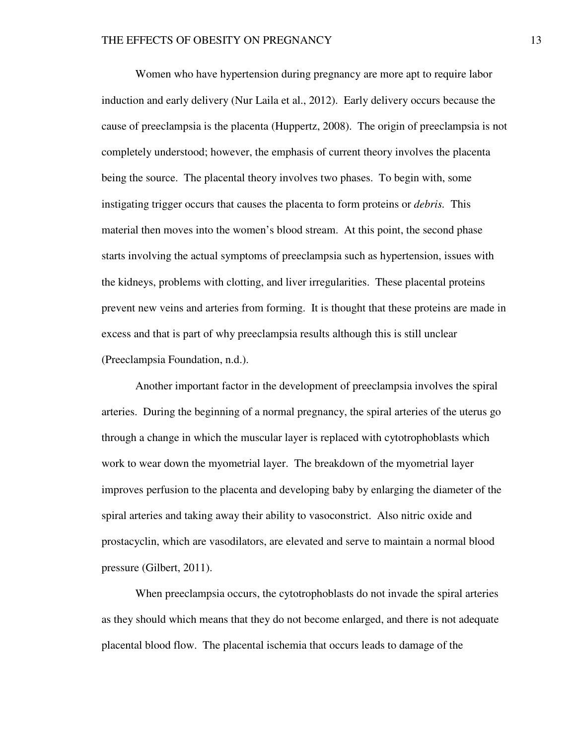Women who have hypertension during pregnancy are more apt to require labor induction and early delivery (Nur Laila et al., 2012). Early delivery occurs because the cause of preeclampsia is the placenta (Huppertz, 2008). The origin of preeclampsia is not completely understood; however, the emphasis of current theory involves the placenta being the source. The placental theory involves two phases. To begin with, some instigating trigger occurs that causes the placenta to form proteins or *debris.* This material then moves into the women's blood stream. At this point, the second phase starts involving the actual symptoms of preeclampsia such as hypertension, issues with the kidneys, problems with clotting, and liver irregularities. These placental proteins prevent new veins and arteries from forming. It is thought that these proteins are made in excess and that is part of why preeclampsia results although this is still unclear (Preeclampsia Foundation, n.d.).

Another important factor in the development of preeclampsia involves the spiral arteries. During the beginning of a normal pregnancy, the spiral arteries of the uterus go through a change in which the muscular layer is replaced with cytotrophoblasts which work to wear down the myometrial layer. The breakdown of the myometrial layer improves perfusion to the placenta and developing baby by enlarging the diameter of the spiral arteries and taking away their ability to vasoconstrict. Also nitric oxide and prostacyclin, which are vasodilators, are elevated and serve to maintain a normal blood pressure (Gilbert, 2011).

When preeclampsia occurs, the cytotrophoblasts do not invade the spiral arteries as they should which means that they do not become enlarged, and there is not adequate placental blood flow. The placental ischemia that occurs leads to damage of the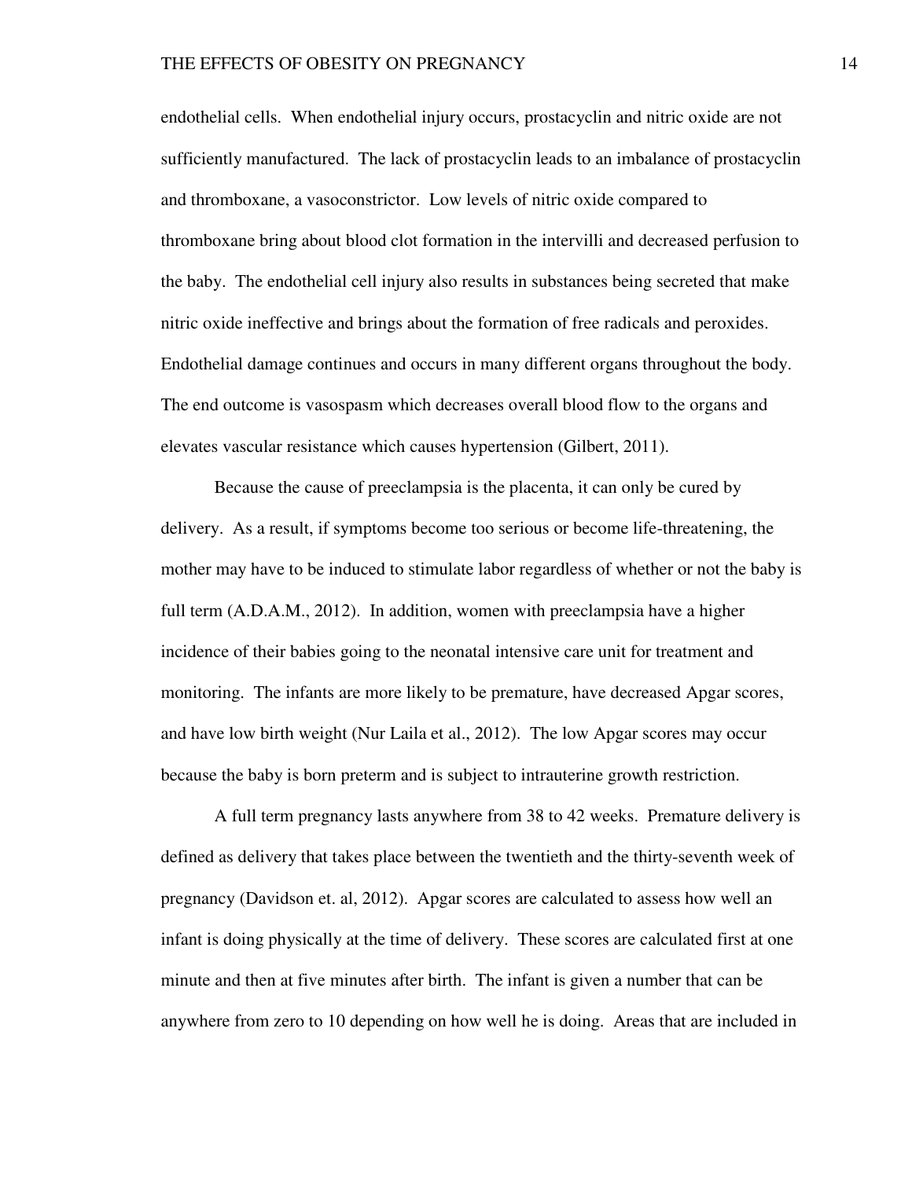endothelial cells. When endothelial injury occurs, prostacyclin and nitric oxide are not sufficiently manufactured. The lack of prostacyclin leads to an imbalance of prostacyclin and thromboxane, a vasoconstrictor. Low levels of nitric oxide compared to thromboxane bring about blood clot formation in the intervilli and decreased perfusion to the baby. The endothelial cell injury also results in substances being secreted that make nitric oxide ineffective and brings about the formation of free radicals and peroxides. Endothelial damage continues and occurs in many different organs throughout the body. The end outcome is vasospasm which decreases overall blood flow to the organs and elevates vascular resistance which causes hypertension (Gilbert, 2011).

Because the cause of preeclampsia is the placenta, it can only be cured by delivery. As a result, if symptoms become too serious or become life-threatening, the mother may have to be induced to stimulate labor regardless of whether or not the baby is full term (A.D.A.M., 2012). In addition, women with preeclampsia have a higher incidence of their babies going to the neonatal intensive care unit for treatment and monitoring. The infants are more likely to be premature, have decreased Apgar scores, and have low birth weight (Nur Laila et al., 2012). The low Apgar scores may occur because the baby is born preterm and is subject to intrauterine growth restriction.

A full term pregnancy lasts anywhere from 38 to 42 weeks. Premature delivery is defined as delivery that takes place between the twentieth and the thirty-seventh week of pregnancy (Davidson et. al, 2012). Apgar scores are calculated to assess how well an infant is doing physically at the time of delivery. These scores are calculated first at one minute and then at five minutes after birth. The infant is given a number that can be anywhere from zero to 10 depending on how well he is doing. Areas that are included in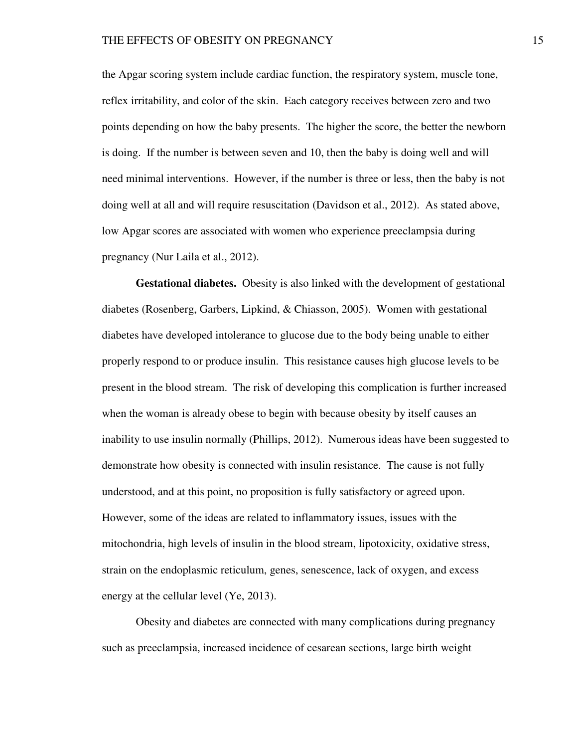the Apgar scoring system include cardiac function, the respiratory system, muscle tone, reflex irritability, and color of the skin. Each category receives between zero and two points depending on how the baby presents. The higher the score, the better the newborn is doing. If the number is between seven and 10, then the baby is doing well and will need minimal interventions. However, if the number is three or less, then the baby is not doing well at all and will require resuscitation (Davidson et al., 2012). As stated above, low Apgar scores are associated with women who experience preeclampsia during pregnancy (Nur Laila et al., 2012).

**Gestational diabetes.** Obesity is also linked with the development of gestational diabetes (Rosenberg, Garbers, Lipkind, & Chiasson, 2005). Women with gestational diabetes have developed intolerance to glucose due to the body being unable to either properly respond to or produce insulin. This resistance causes high glucose levels to be present in the blood stream. The risk of developing this complication is further increased when the woman is already obese to begin with because obesity by itself causes an inability to use insulin normally (Phillips, 2012). Numerous ideas have been suggested to demonstrate how obesity is connected with insulin resistance. The cause is not fully understood, and at this point, no proposition is fully satisfactory or agreed upon. However, some of the ideas are related to inflammatory issues, issues with the mitochondria, high levels of insulin in the blood stream, lipotoxicity, oxidative stress, strain on the endoplasmic reticulum, genes, senescence, lack of oxygen, and excess energy at the cellular level (Ye, 2013).

Obesity and diabetes are connected with many complications during pregnancy such as preeclampsia, increased incidence of cesarean sections, large birth weight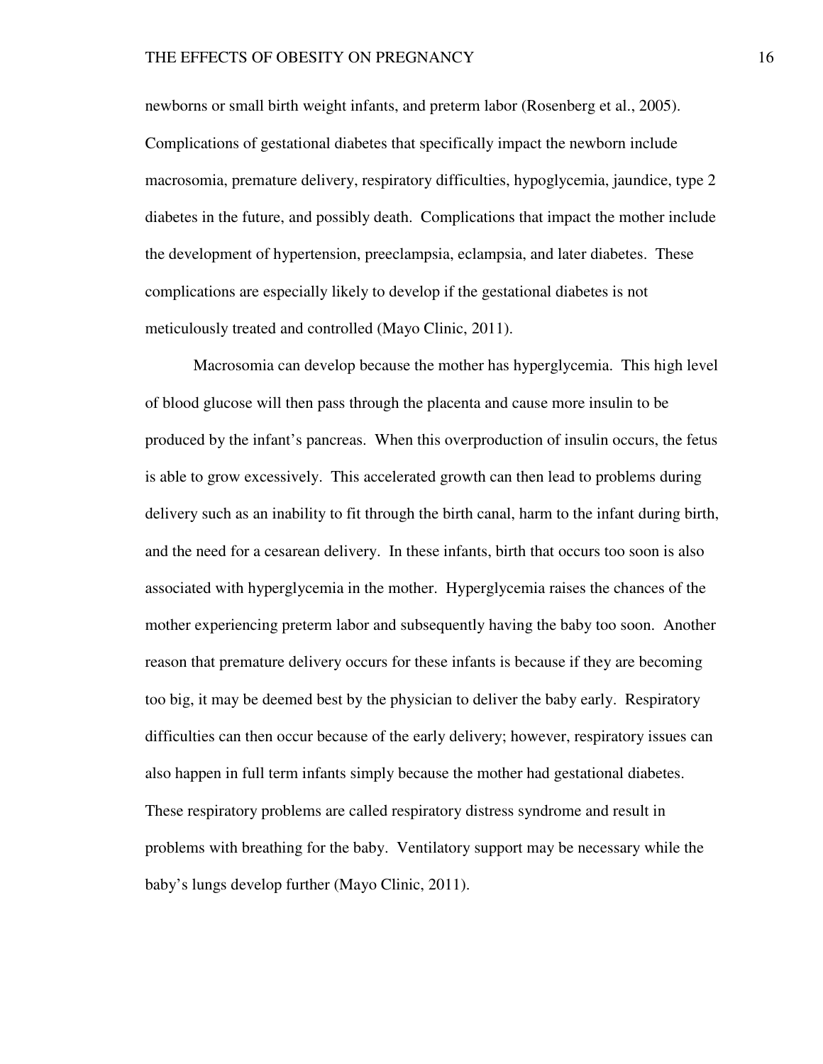newborns or small birth weight infants, and preterm labor (Rosenberg et al., 2005). Complications of gestational diabetes that specifically impact the newborn include macrosomia, premature delivery, respiratory difficulties, hypoglycemia, jaundice, type 2 diabetes in the future, and possibly death. Complications that impact the mother include the development of hypertension, preeclampsia, eclampsia, and later diabetes. These complications are especially likely to develop if the gestational diabetes is not meticulously treated and controlled (Mayo Clinic, 2011).

Macrosomia can develop because the mother has hyperglycemia. This high level of blood glucose will then pass through the placenta and cause more insulin to be produced by the infant's pancreas. When this overproduction of insulin occurs, the fetus is able to grow excessively. This accelerated growth can then lead to problems during delivery such as an inability to fit through the birth canal, harm to the infant during birth, and the need for a cesarean delivery. In these infants, birth that occurs too soon is also associated with hyperglycemia in the mother. Hyperglycemia raises the chances of the mother experiencing preterm labor and subsequently having the baby too soon. Another reason that premature delivery occurs for these infants is because if they are becoming too big, it may be deemed best by the physician to deliver the baby early. Respiratory difficulties can then occur because of the early delivery; however, respiratory issues can also happen in full term infants simply because the mother had gestational diabetes. These respiratory problems are called respiratory distress syndrome and result in problems with breathing for the baby. Ventilatory support may be necessary while the baby's lungs develop further (Mayo Clinic, 2011).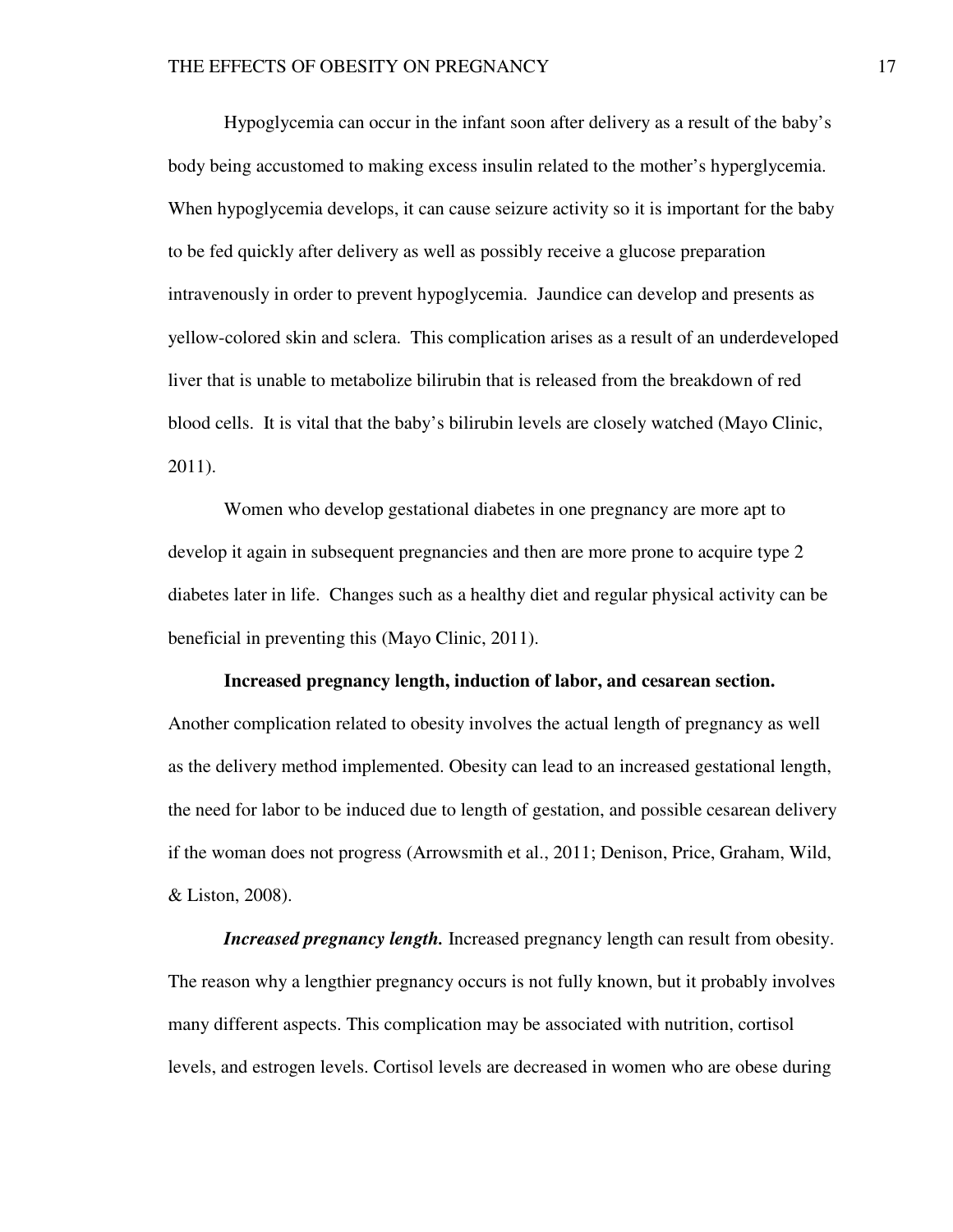Hypoglycemia can occur in the infant soon after delivery as a result of the baby's body being accustomed to making excess insulin related to the mother's hyperglycemia. When hypoglycemia develops, it can cause seizure activity so it is important for the baby to be fed quickly after delivery as well as possibly receive a glucose preparation intravenously in order to prevent hypoglycemia. Jaundice can develop and presents as yellow-colored skin and sclera. This complication arises as a result of an underdeveloped liver that is unable to metabolize bilirubin that is released from the breakdown of red blood cells. It is vital that the baby's bilirubin levels are closely watched (Mayo Clinic, 2011).

Women who develop gestational diabetes in one pregnancy are more apt to develop it again in subsequent pregnancies and then are more prone to acquire type 2 diabetes later in life. Changes such as a healthy diet and regular physical activity can be beneficial in preventing this (Mayo Clinic, 2011).

**Increased pregnancy length, induction of labor, and cesarean section.**

Another complication related to obesity involves the actual length of pregnancy as well as the delivery method implemented. Obesity can lead to an increased gestational length, the need for labor to be induced due to length of gestation, and possible cesarean delivery if the woman does not progress (Arrowsmith et al., 2011; Denison, Price, Graham, Wild, & Liston, 2008).

***Increased pregnancy length.*** Increased pregnancy length can result from obesity. The reason why a lengthier pregnancy occurs is not fully known, but it probably involves many different aspects. This complication may be associated with nutrition, cortisol levels, and estrogen levels. Cortisol levels are decreased in women who are obese during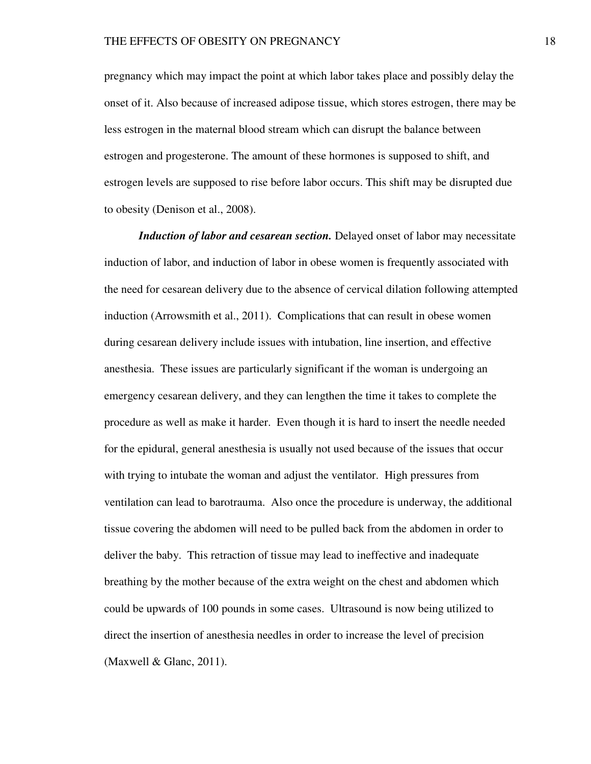pregnancy which may impact the point at which labor takes place and possibly delay the onset of it. Also because of increased adipose tissue, which stores estrogen, there may be less estrogen in the maternal blood stream which can disrupt the balance between estrogen and progesterone. The amount of these hormones is supposed to shift, and estrogen levels are supposed to rise before labor occurs. This shift may be disrupted due to obesity (Denison et al., 2008).

***Induction of labor and cesarean section.*** Delayed onset of labor may necessitate induction of labor, and induction of labor in obese women is frequently associated with the need for cesarean delivery due to the absence of cervical dilation following attempted induction (Arrowsmith et al., 2011). Complications that can result in obese women during cesarean delivery include issues with intubation, line insertion, and effective anesthesia. These issues are particularly significant if the woman is undergoing an emergency cesarean delivery, and they can lengthen the time it takes to complete the procedure as well as make it harder. Even though it is hard to insert the needle needed for the epidural, general anesthesia is usually not used because of the issues that occur with trying to intubate the woman and adjust the ventilator. High pressures from ventilation can lead to barotrauma. Also once the procedure is underway, the additional tissue covering the abdomen will need to be pulled back from the abdomen in order to deliver the baby. This retraction of tissue may lead to ineffective and inadequate breathing by the mother because of the extra weight on the chest and abdomen which could be upwards of 100 pounds in some cases. Ultrasound is now being utilized to direct the insertion of anesthesia needles in order to increase the level of precision (Maxwell & Glanc, 2011).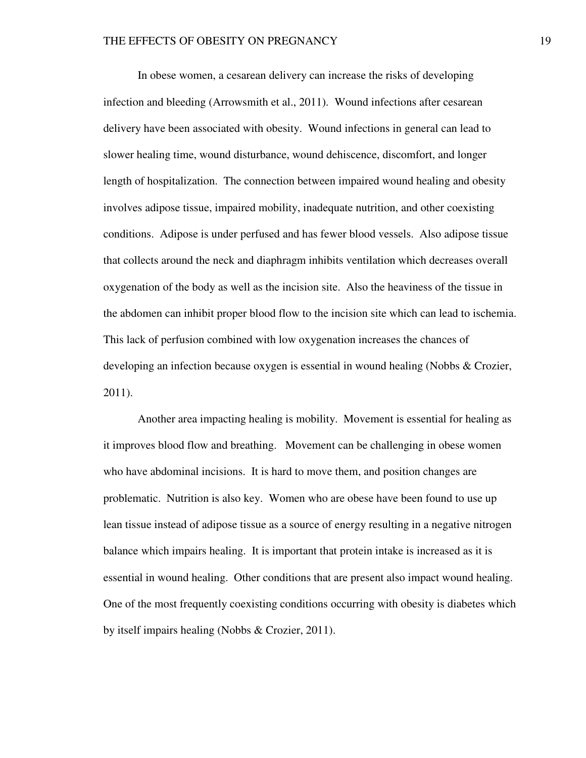In obese women, a cesarean delivery can increase the risks of developing infection and bleeding (Arrowsmith et al., 2011). Wound infections after cesarean delivery have been associated with obesity. Wound infections in general can lead to slower healing time, wound disturbance, wound dehiscence, discomfort, and longer length of hospitalization. The connection between impaired wound healing and obesity involves adipose tissue, impaired mobility, inadequate nutrition, and other coexisting conditions. Adipose is under perfused and has fewer blood vessels. Also adipose tissue that collects around the neck and diaphragm inhibits ventilation which decreases overall oxygenation of the body as well as the incision site. Also the heaviness of the tissue in the abdomen can inhibit proper blood flow to the incision site which can lead to ischemia. This lack of perfusion combined with low oxygenation increases the chances of developing an infection because oxygen is essential in wound healing (Nobbs & Crozier, 2011).

Another area impacting healing is mobility. Movement is essential for healing as it improves blood flow and breathing. Movement can be challenging in obese women who have abdominal incisions. It is hard to move them, and position changes are problematic. Nutrition is also key. Women who are obese have been found to use up lean tissue instead of adipose tissue as a source of energy resulting in a negative nitrogen balance which impairs healing. It is important that protein intake is increased as it is essential in wound healing. Other conditions that are present also impact wound healing. One of the most frequently coexisting conditions occurring with obesity is diabetes which by itself impairs healing (Nobbs & Crozier, 2011).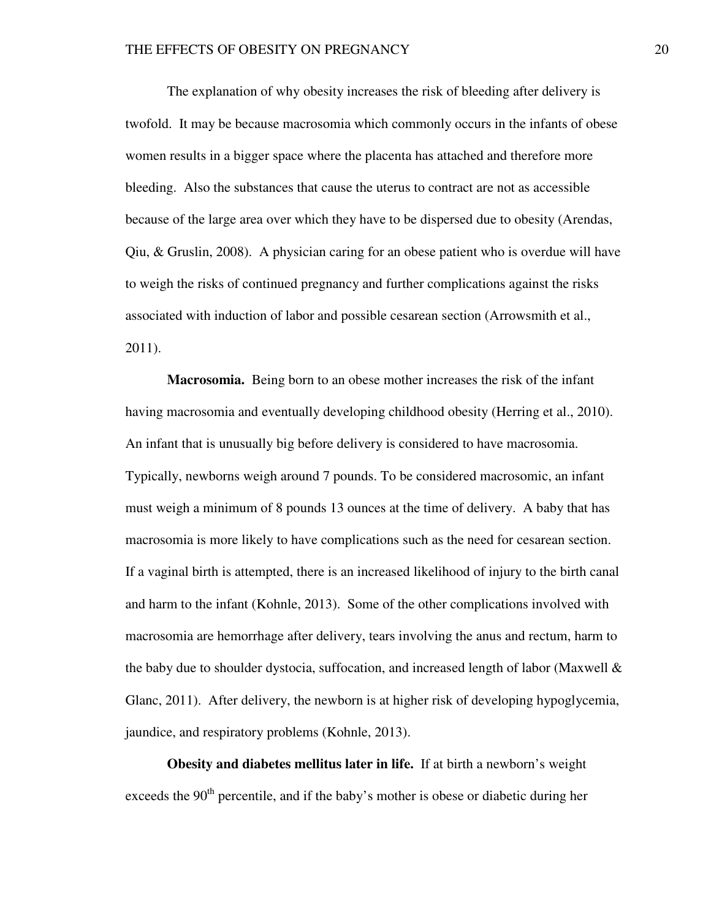The explanation of why obesity increases the risk of bleeding after delivery is twofold. It may be because macrosomia which commonly occurs in the infants of obese women results in a bigger space where the placenta has attached and therefore more bleeding. Also the substances that cause the uterus to contract are not as accessible because of the large area over which they have to be dispersed due to obesity (Arendas, Qiu, & Gruslin, 2008). A physician caring for an obese patient who is overdue will have to weigh the risks of continued pregnancy and further complications against the risks associated with induction of labor and possible cesarean section (Arrowsmith et al., 2011).

**Macrosomia.** Being born to an obese mother increases the risk of the infant having macrosomia and eventually developing childhood obesity (Herring et al., 2010). An infant that is unusually big before delivery is considered to have macrosomia. Typically, newborns weigh around 7 pounds. To be considered macrosomic, an infant must weigh a minimum of 8 pounds 13 ounces at the time of delivery. A baby that has macrosomia is more likely to have complications such as the need for cesarean section. If a vaginal birth is attempted, there is an increased likelihood of injury to the birth canal and harm to the infant (Kohnle, 2013). Some of the other complications involved with macrosomia are hemorrhage after delivery, tears involving the anus and rectum, harm to the baby due to shoulder dystocia, suffocation, and increased length of labor (Maxwell & Glanc, 2011). After delivery, the newborn is at higher risk of developing hypoglycemia, jaundice, and respiratory problems (Kohnle, 2013).

**Obesity and diabetes mellitus later in life.** If at birth a newborn's weight exceeds the 90th percentile, and if the baby's mother is obese or diabetic during her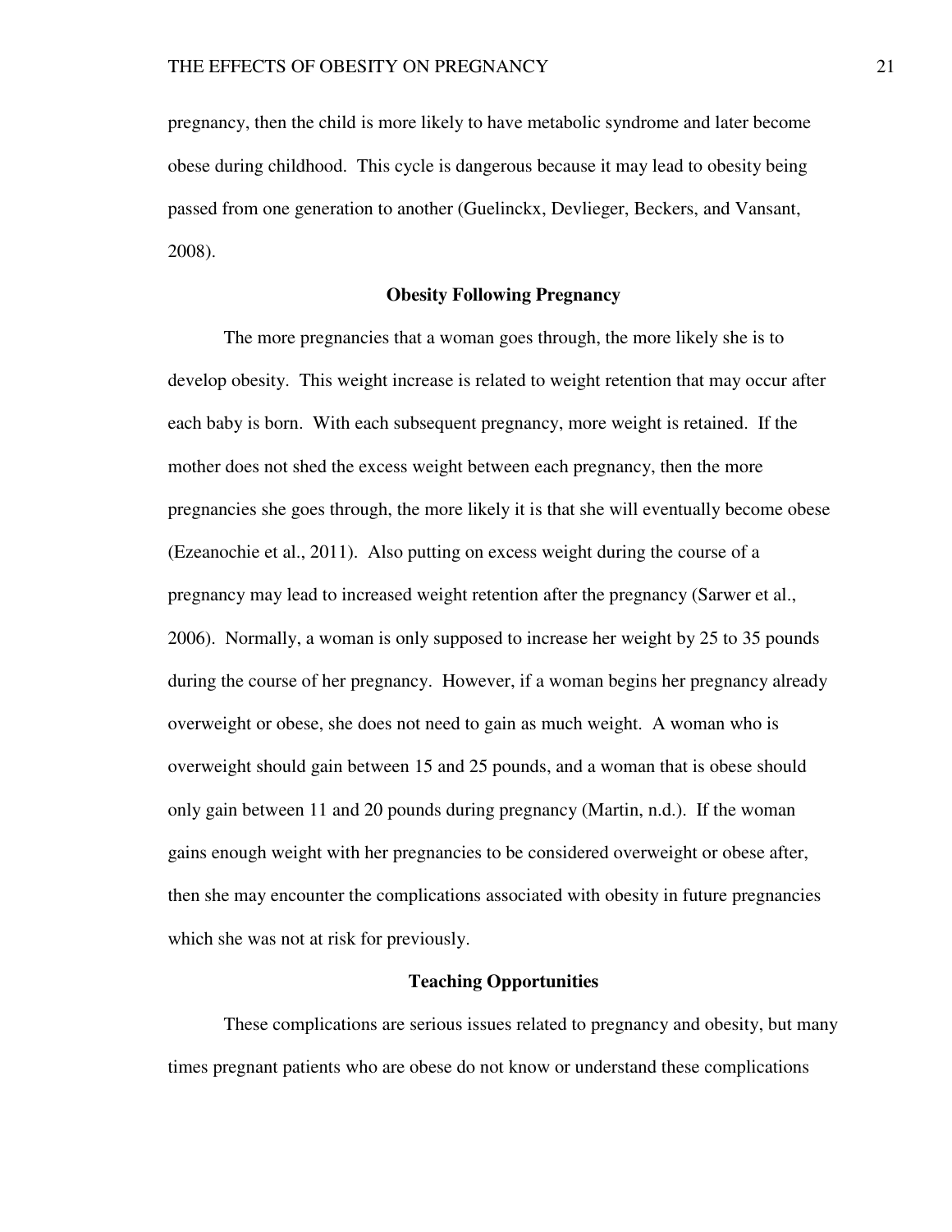pregnancy, then the child is more likely to have metabolic syndrome and later become obese during childhood. This cycle is dangerous because it may lead to obesity being passed from one generation to another (Guelinckx, Devlieger, Beckers, and Vansant, 2008).

## Obesity Following Pregnancy

The more pregnancies that a woman goes through, the more likely she is to develop obesity. This weight increase is related to weight retention that may occur after each baby is born. With each subsequent pregnancy, more weight is retained. If the mother does not shed the excess weight between each pregnancy, then the more pregnancies she goes through, the more likely it is that she will eventually become obese (Ezeanochie et al., 2011). Also putting on excess weight during the course of a pregnancy may lead to increased weight retention after the pregnancy (Sarwer et al., 2006). Normally, a woman is only supposed to increase her weight by 25 to 35 pounds during the course of her pregnancy. However, if a woman begins her pregnancy already overweight or obese, she does not need to gain as much weight. A woman who is overweight should gain between 15 and 25 pounds, and a woman that is obese should only gain between 11 and 20 pounds during pregnancy (Martin, n.d.). If the woman gains enough weight with her pregnancies to be considered overweight or obese after, then she may encounter the complications associated with obesity in future pregnancies which she was not at risk for previously.

## Teaching Opportunities

These complications are serious issues related to pregnancy and obesity, but many times pregnant patients who are obese do not know or understand these complications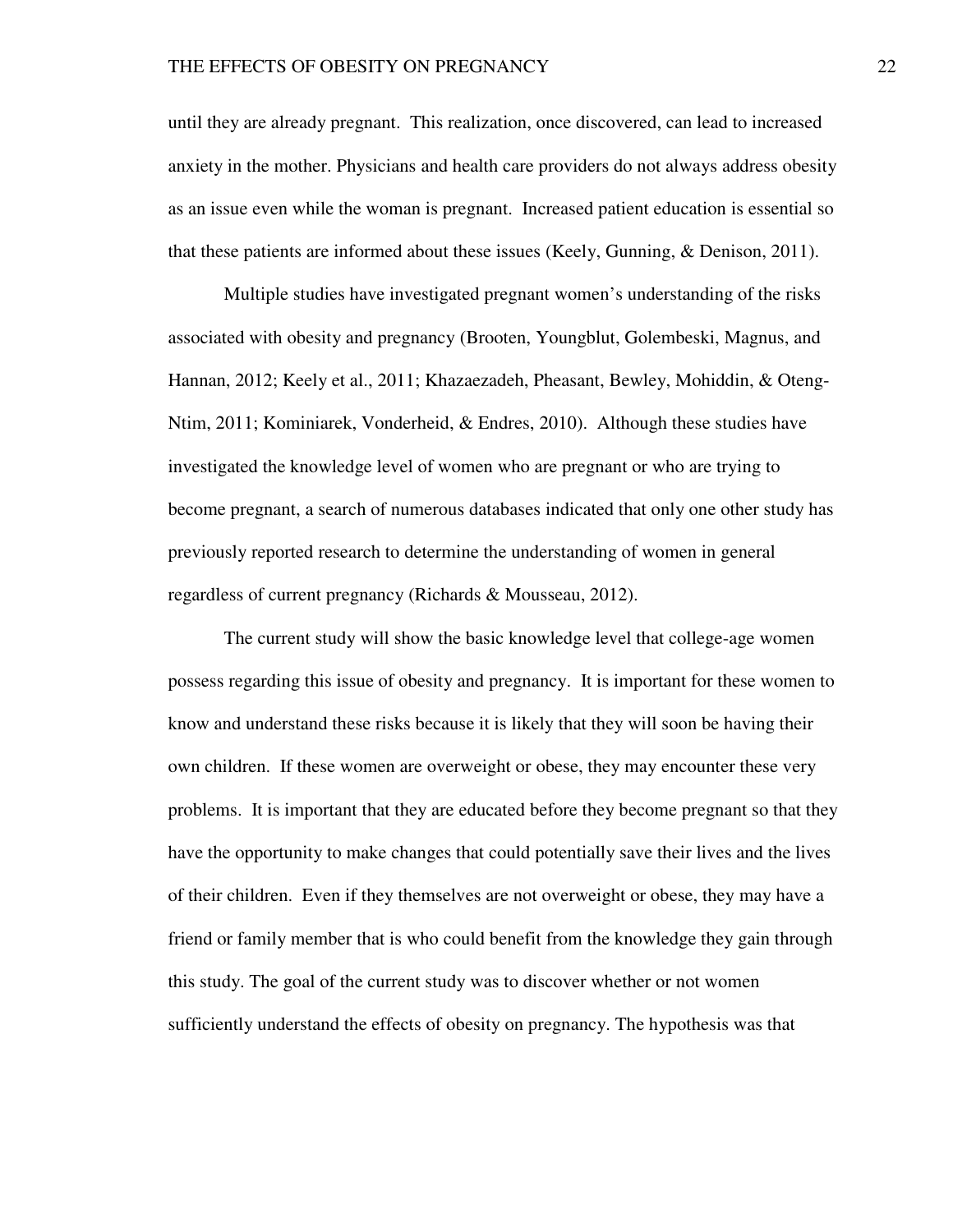until they are already pregnant. This realization, once discovered, can lead to increased anxiety in the mother. Physicians and health care providers do not always address obesity as an issue even while the woman is pregnant. Increased patient education is essential so that these patients are informed about these issues (Keely, Gunning, & Denison, 2011).

Multiple studies have investigated pregnant women's understanding of the risks associated with obesity and pregnancy (Brooten, Youngblut, Golembeski, Magnus, and Hannan, 2012; Keely et al., 2011; Khazaezadeh, Pheasant, Bewley, Mohiddin, & Oteng-Ntim, 2011; Kominiarek, Vonderheid, & Endres, 2010). Although these studies have investigated the knowledge level of women who are pregnant or who are trying to become pregnant, a search of numerous databases indicated that only one other study has previously reported research to determine the understanding of women in general regardless of current pregnancy (Richards & Mousseau, 2012).

The current study will show the basic knowledge level that college-age women possess regarding this issue of obesity and pregnancy. It is important for these women to know and understand these risks because it is likely that they will soon be having their own children. If these women are overweight or obese, they may encounter these very problems. It is important that they are educated before they become pregnant so that they have the opportunity to make changes that could potentially save their lives and the lives of their children. Even if they themselves are not overweight or obese, they may have a friend or family member that is who could benefit from the knowledge they gain through this study. The goal of the current study was to discover whether or not women sufficiently understand the effects of obesity on pregnancy. The hypothesis was that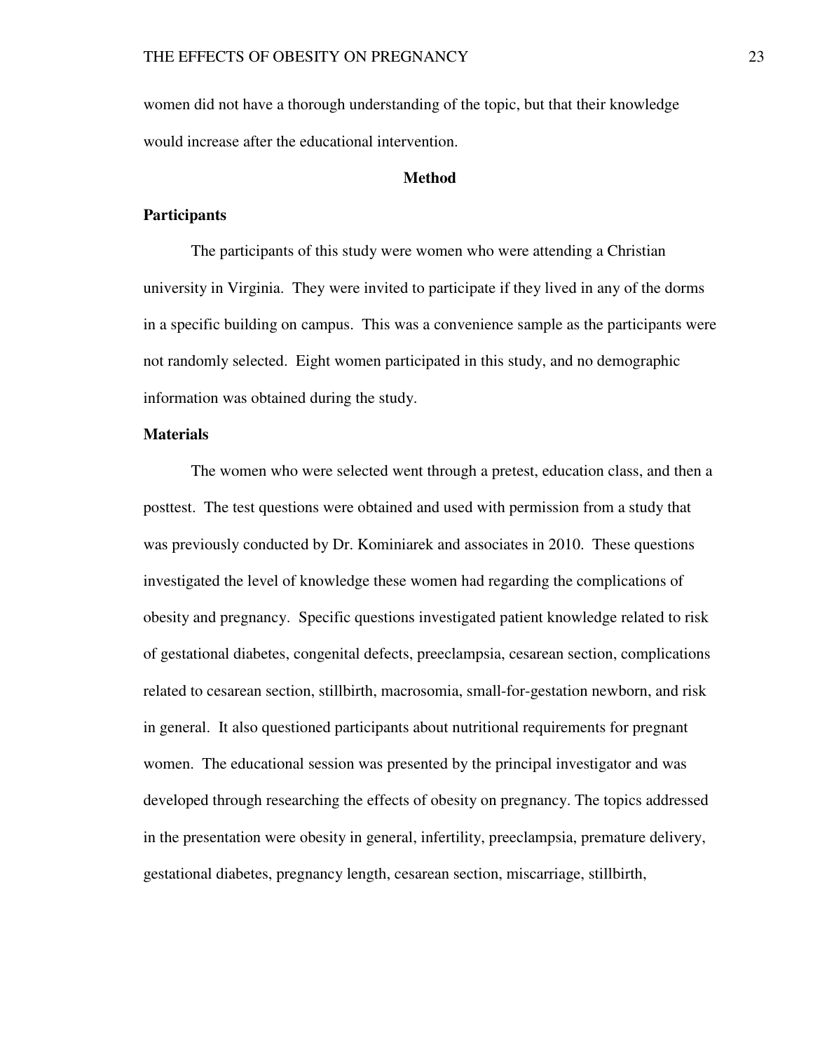women did not have a thorough understanding of the topic, but that their knowledge would increase after the educational intervention.

## Method

### Participants

The participants of this study were women who were attending a Christian university in Virginia. They were invited to participate if they lived in any of the dorms in a specific building on campus. This was a convenience sample as the participants were not randomly selected. Eight women participated in this study, and no demographic information was obtained during the study.

### Materials

The women who were selected went through a pretest, education class, and then a posttest. The test questions were obtained and used with permission from a study that was previously conducted by Dr. Kominiarek and associates in 2010. These questions investigated the level of knowledge these women had regarding the complications of obesity and pregnancy. Specific questions investigated patient knowledge related to risk of gestational diabetes, congenital defects, preeclampsia, cesarean section, complications related to cesarean section, stillbirth, macrosomia, small-for-gestation newborn, and risk in general. It also questioned participants about nutritional requirements for pregnant women. The educational session was presented by the principal investigator and was developed through researching the effects of obesity on pregnancy. The topics addressed in the presentation were obesity in general, infertility, preeclampsia, premature delivery, gestational diabetes, pregnancy length, cesarean section, miscarriage, stillbirth,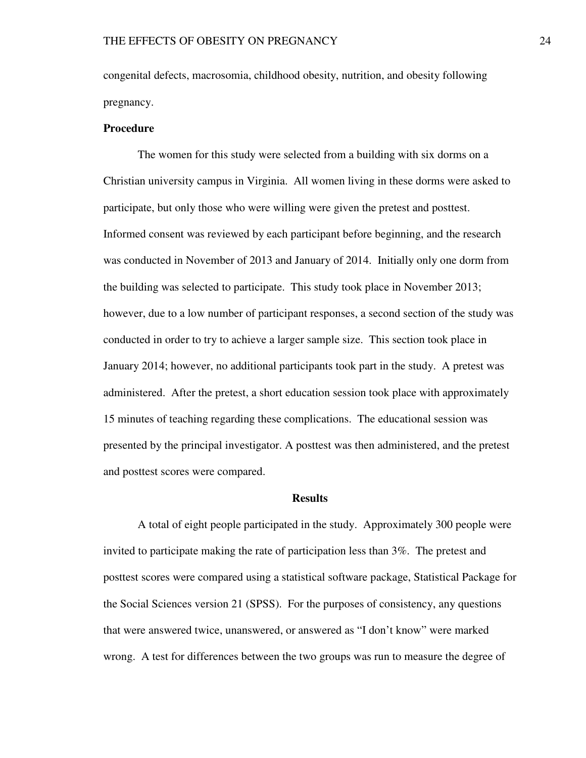congenital defects, macrosomia, childhood obesity, nutrition, and obesity following pregnancy.

**Procedure**

The women for this study were selected from a building with six dorms on a Christian university campus in Virginia. All women living in these dorms were asked to participate, but only those who were willing were given the pretest and posttest. Informed consent was reviewed by each participant before beginning, and the research was conducted in November of 2013 and January of 2014. Initially only one dorm from the building was selected to participate. This study took place in November 2013; however, due to a low number of participant responses, a second section of the study was conducted in order to try to achieve a larger sample size. This section took place in January 2014; however, no additional participants took part in the study. A pretest was administered. After the pretest, a short education session took place with approximately 15 minutes of teaching regarding these complications. The educational session was presented by the principal investigator. A posttest was then administered, and the pretest and posttest scores were compared.

## Results

A total of eight people participated in the study. Approximately 300 people were invited to participate making the rate of participation less than 3%. The pretest and posttest scores were compared using a statistical software package, Statistical Package for the Social Sciences version 21 (SPSS). For the purposes of consistency, any questions that were answered twice, unanswered, or answered as "I don't know" were marked wrong. A test for differences between the two groups was run to measure the degree of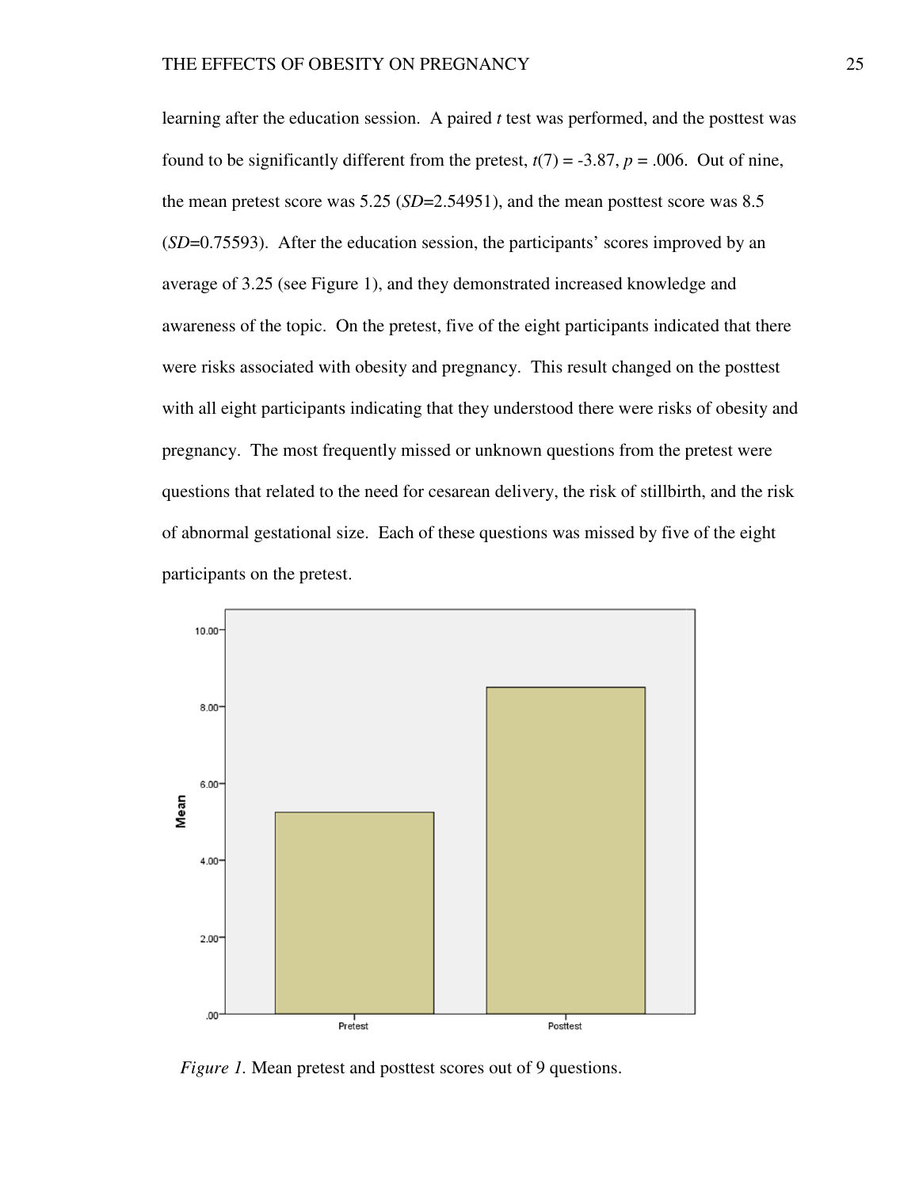learning after the education session. A paired *t* test was performed, and the posttest was found to be significantly different from the pretest, $t(7) = -3.87$, $p = .006$. Out of nine, the mean pretest score was 5.25 ($SD$=2.54951), and the mean posttest score was 8.5 ($SD$=0.75593). After the education session, the participants' scores improved by an average of 3.25 (see Figure 1), and they demonstrated increased knowledge and awareness of the topic. On the pretest, five of the eight participants indicated that there were risks associated with obesity and pregnancy. This result changed on the posttest with all eight participants indicating that they understood there were risks of obesity and pregnancy. The most frequently missed or unknown questions from the pretest were questions that related to the need for cesarean delivery, the risk of stillbirth, and the risk of abnormal gestational size. Each of these questions was missed by five of the eight participants on the pretest.

*Figure 1.* Mean pretest and posttest scores out of 9 questions.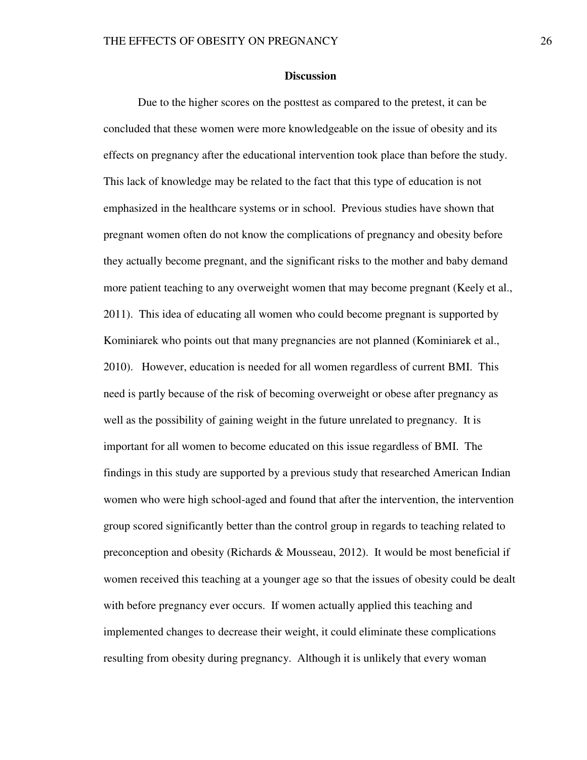## Discussion

Due to the higher scores on the posttest as compared to the pretest, it can be concluded that these women were more knowledgeable on the issue of obesity and its effects on pregnancy after the educational intervention took place than before the study. This lack of knowledge may be related to the fact that this type of education is not emphasized in the healthcare systems or in school. Previous studies have shown that pregnant women often do not know the complications of pregnancy and obesity before they actually become pregnant, and the significant risks to the mother and baby demand more patient teaching to any overweight women that may become pregnant (Keely et al., 2011). This idea of educating all women who could become pregnant is supported by Kominiarek who points out that many pregnancies are not planned (Kominiarek et al., 2010). However, education is needed for all women regardless of current BMI. This need is partly because of the risk of becoming overweight or obese after pregnancy as well as the possibility of gaining weight in the future unrelated to pregnancy. It is important for all women to become educated on this issue regardless of BMI. The findings in this study are supported by a previous study that researched American Indian women who were high school-aged and found that after the intervention, the intervention group scored significantly better than the control group in regards to teaching related to preconception and obesity (Richards & Mousseau, 2012). It would be most beneficial if women received this teaching at a younger age so that the issues of obesity could be dealt with before pregnancy ever occurs. If women actually applied this teaching and implemented changes to decrease their weight, it could eliminate these complications resulting from obesity during pregnancy. Although it is unlikely that every woman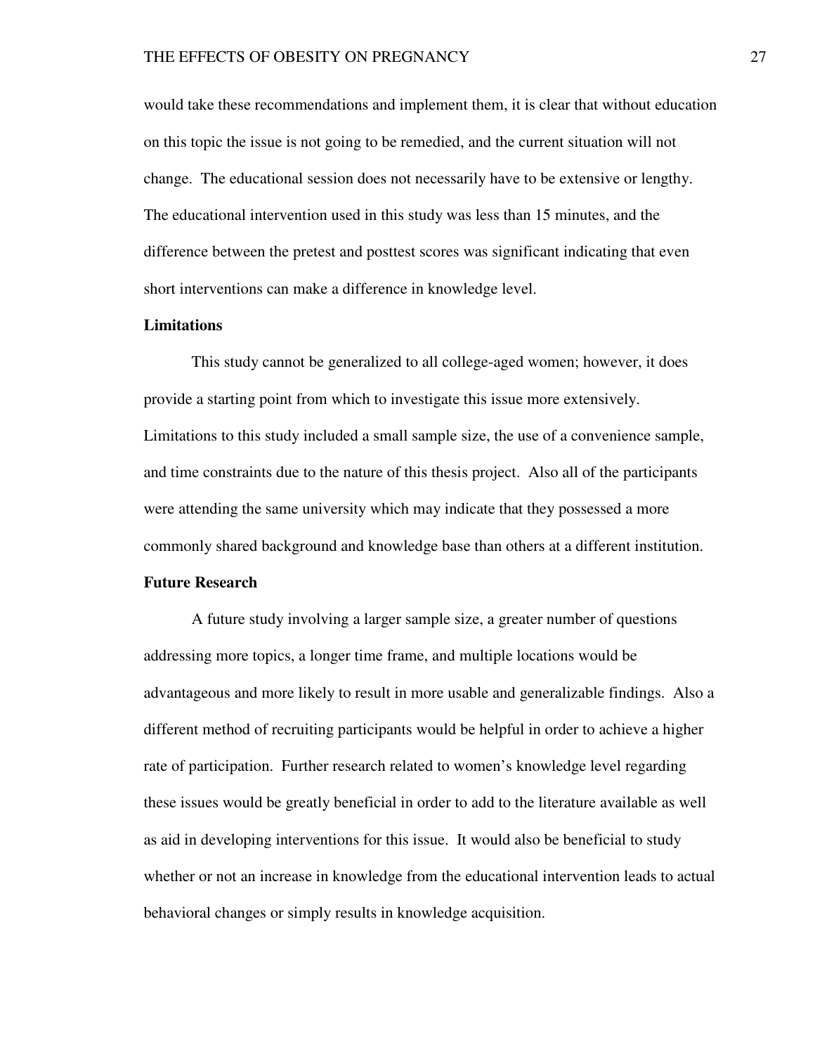would take these recommendations and implement them, it is clear that without education on this topic the issue is not going to be remedied, and the current situation will not change. The educational session does not necessarily have to be extensive or lengthy. The educational intervention used in this study was less than 15 minutes, and the difference between the pretest and posttest scores was significant indicating that even short interventions can make a difference in knowledge level.

**Limitations**

This study cannot be generalized to all college-aged women; however, it does provide a starting point from which to investigate this issue more extensively. Limitations to this study included a small sample size, the use of a convenience sample, and time constraints due to the nature of this thesis project. Also all of the participants were attending the same university which may indicate that they possessed a more commonly shared background and knowledge base than others at a different institution.

**Future Research**

A future study involving a larger sample size, a greater number of questions addressing more topics, a longer time frame, and multiple locations would be advantageous and more likely to result in more usable and generalizable findings. Also a different method of recruiting participants would be helpful in order to achieve a higher rate of participation. Further research related to women's knowledge level regarding these issues would be greatly beneficial in order to add to the literature available as well as aid in developing interventions for this issue. It would also be beneficial to study whether or not an increase in knowledge from the educational intervention leads to actual behavioral changes or simply results in knowledge acquisition.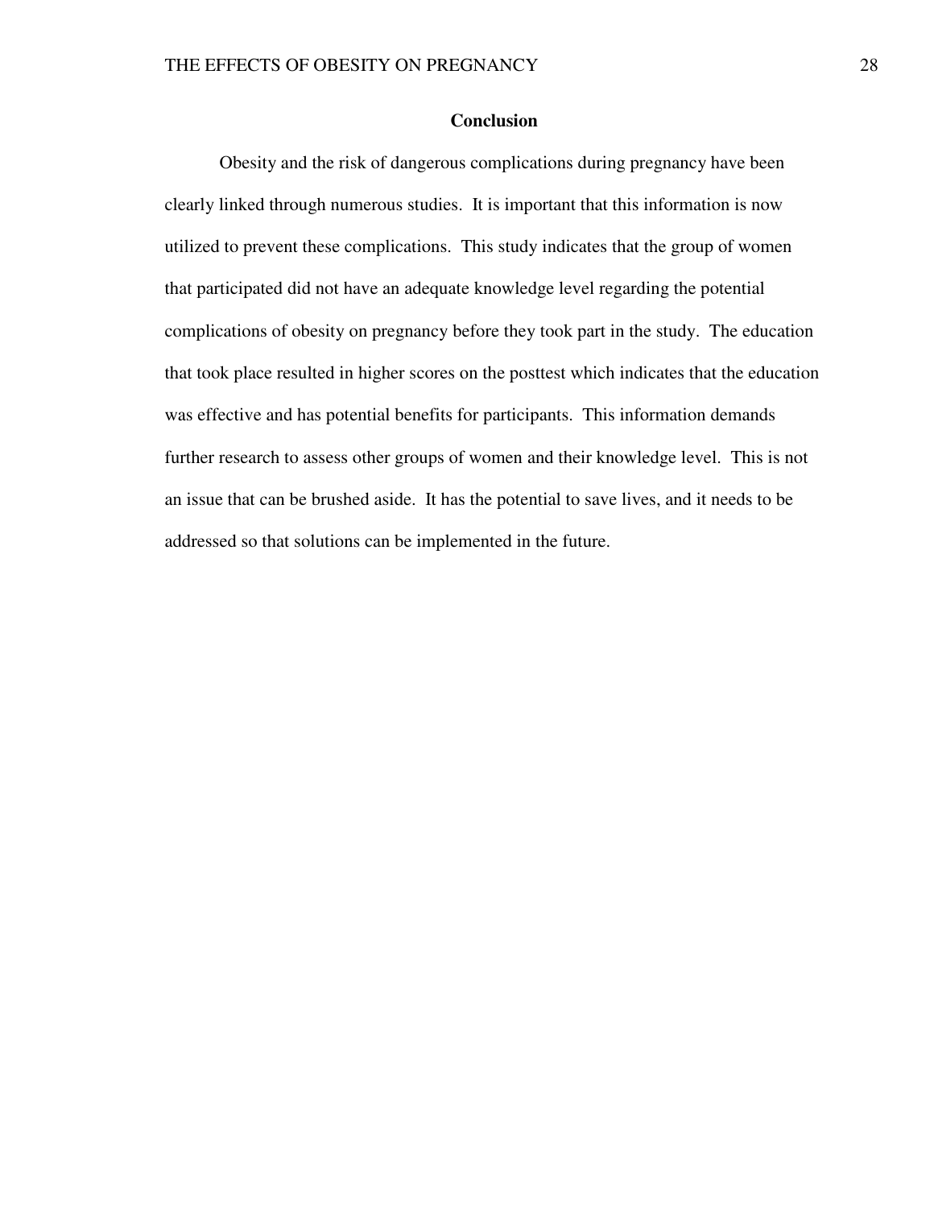## Conclusion

Obesity and the risk of dangerous complications during pregnancy have been clearly linked through numerous studies. It is important that this information is now utilized to prevent these complications. This study indicates that the group of women that participated did not have an adequate knowledge level regarding the potential complications of obesity on pregnancy before they took part in the study. The education that took place resulted in higher scores on the posttest which indicates that the education was effective and has potential benefits for participants. This information demands further research to assess other groups of women and their knowledge level. This is not an issue that can be brushed aside. It has the potential to save lives, and it needs to be addressed so that solutions can be implemented in the future.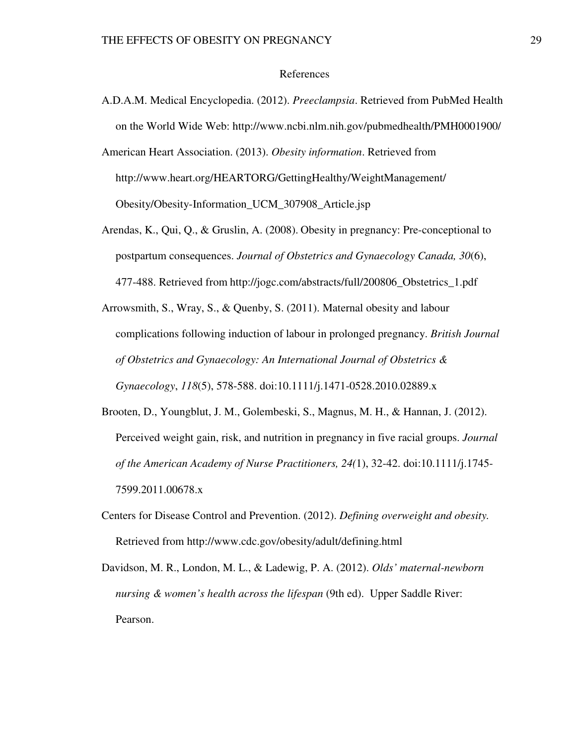# References

A.D.A.M. Medical Encyclopedia. (2012). *Preeclampsia*. Retrieved from PubMed Health on the World Wide Web: http://www.ncbi.nlm.nih.gov/pubmedhealth/PMH0001900/

American Heart Association. (2013). *Obesity information*. Retrieved from http://www.heart.org/HEARTORG/GettingHealthy/WeightManagement/Obesity/Obesity-Information_UCM_307908_Article.jsp

Arendas, K., Qui, Q., & Gruslin, A. (2008). Obesity in pregnancy: Pre-conceptional to postpartum consequences. *Journal of Obstetrics and Gynaecology Canada, 30*(6), 477-488. Retrieved from http://jogc.com/abstracts/full/200806_Obstetrics_1.pdf

Arrowsmith, S., Wray, S., & Quenby, S. (2011). Maternal obesity and labour complications following induction of labour in prolonged pregnancy. *British Journal of Obstetrics and Gynaecology: An International Journal of Obstetrics & Gynaecology*, *118*(5), 578-588. doi:10.1111/j.1471-0528.2010.02889.x

Brooten, D., Youngblut, J. M., Golembeski, S., Magnus, M. H., & Hannan, J. (2012). Perceived weight gain, risk, and nutrition in pregnancy in five racial groups. *Journal of the American Academy of Nurse Practitioners, 24(*1), 32-42. doi:10.1111/j.1745-7599.2011.00678.x

Centers for Disease Control and Prevention. (2012). *Defining overweight and obesity.* Retrieved from http://www.cdc.gov/obesity/adult/defining.html

Davidson, M. R., London, M. L., & Ladewig, P. A. (2012). *Olds' maternal-newborn nursing & women's health across the lifespan* (9th ed). Upper Saddle River: Pearson.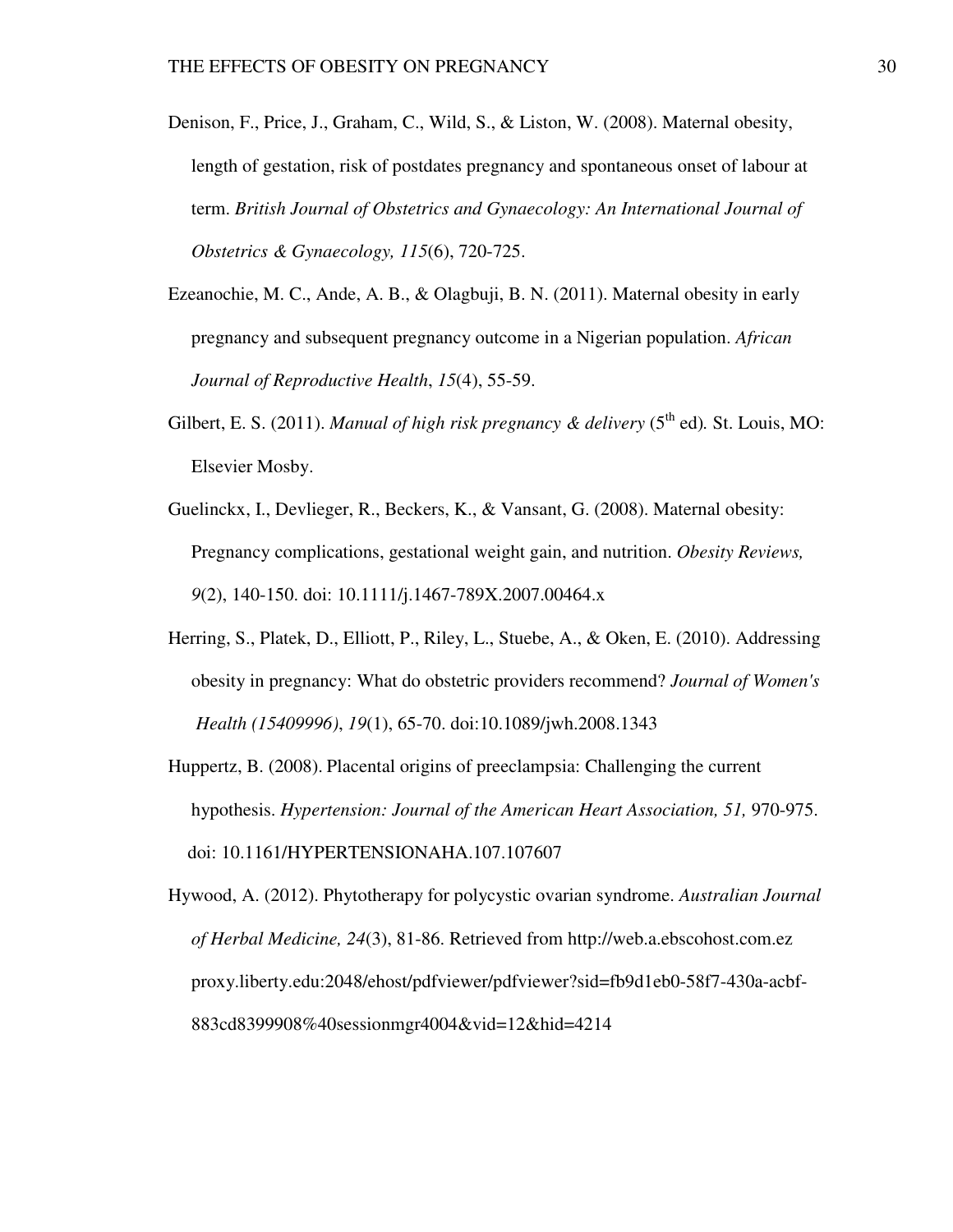Denison, F., Price, J., Graham, C., Wild, S., & Liston, W. (2008). Maternal obesity, length of gestation, risk of postdates pregnancy and spontaneous onset of labour at term. *British Journal of Obstetrics and Gynaecology: An International Journal of Obstetrics & Gynaecology, 115*(6), 720-725.

Ezeanochie, M. C., Ande, A. B., & Olagbuji, B. N. (2011). Maternal obesity in early pregnancy and subsequent pregnancy outcome in a Nigerian population. *African Journal of Reproductive Health*, *15*(4), 55-59.

Gilbert, E. S. (2011). *Manual of high risk pregnancy & delivery* (5th ed)*.* St. Louis, MO: Elsevier Mosby.

Guelinckx, I., Devlieger, R., Beckers, K., & Vansant, G. (2008). Maternal obesity: Pregnancy complications, gestational weight gain, and nutrition. *Obesity Reviews, 9*(2), 140-150. doi: 10.1111/j.1467-789X.2007.00464.x

Herring, S., Platek, D., Elliott, P., Riley, L., Stuebe, A., & Oken, E. (2010). Addressing obesity in pregnancy: What do obstetric providers recommend? *Journal of Women's Health (15409996)*, *19*(1), 65-70. doi:10.1089/jwh.2008.1343

Huppertz, B. (2008). Placental origins of preeclampsia: Challenging the current hypothesis. *Hypertension: Journal of the American Heart Association, 51,* 970-975. doi: 10.1161/HYPERTENSIONAHA.107.107607

Hywood, A. (2012). Phytotherapy for polycystic ovarian syndrome. *Australian Journal of Herbal Medicine, 24*(3), 81-86. Retrieved from http://web.a.ebscohost.com.ez proxy.liberty.edu:2048/ehost/pdfviewer/pdfviewer?sid=fb9d1eb0-58f7-430a-acbf-883cd8399908%40sessionmgr4004&vid=12&hid=4214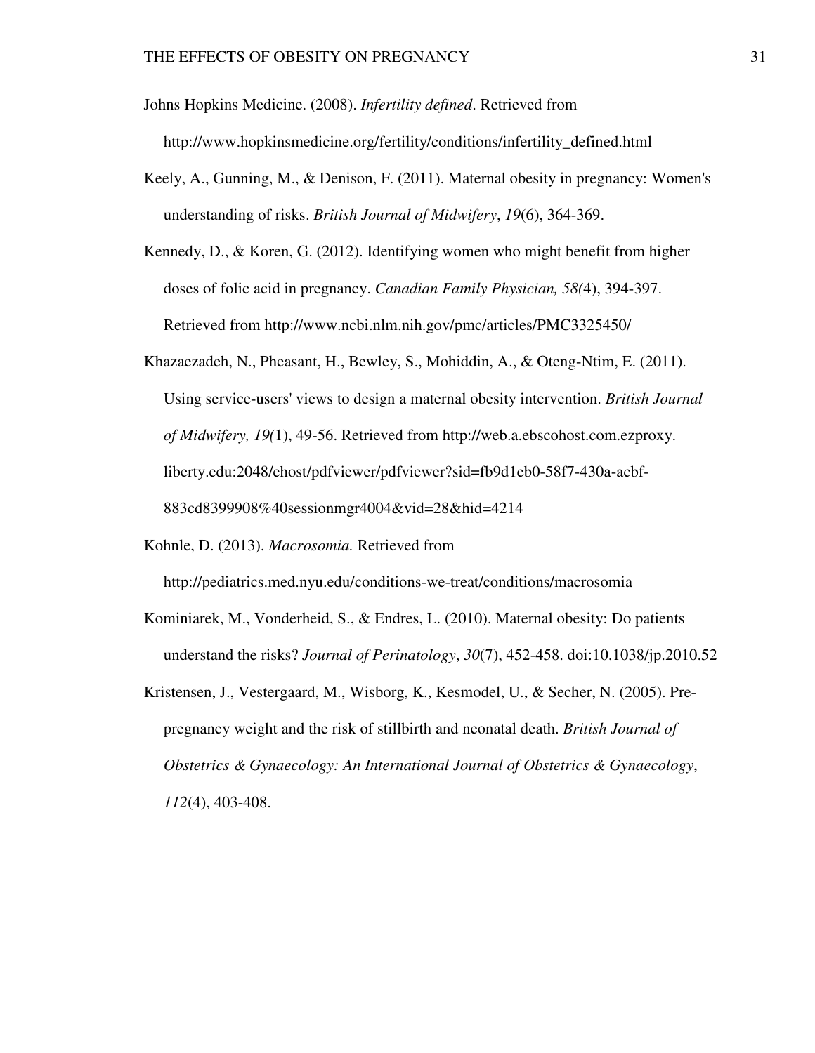Johns Hopkins Medicine. (2008). *Infertility defined*. Retrieved from http://www.hopkinsmedicine.org/fertility/conditions/infertility_defined.html

Keely, A., Gunning, M., & Denison, F. (2011). Maternal obesity in pregnancy: Women's understanding of risks. *British Journal of Midwifery*, *19*(6), 364-369.

Kennedy, D., & Koren, G. (2012). Identifying women who might benefit from higher doses of folic acid in pregnancy. *Canadian Family Physician, 58(*4), 394-397. Retrieved from http://www.ncbi.nlm.nih.gov/pmc/articles/PMC3325450/

Khazaezadeh, N., Pheasant, H., Bewley, S., Mohiddin, A., & Oteng-Ntim, E. (2011). Using service-users' views to design a maternal obesity intervention. *British Journal of Midwifery, 19(*1), 49-56. Retrieved from http://web.a.ebscohost.com.ezproxy.liberty.edu:2048/ehost/pdfviewer/pdfviewer?sid=fb9d1eb0-58f7-430a-acbf-883cd8399908%40sessionmgr4004&vid=28&hid=4214

Kohnle, D. (2013). *Macrosomia.* Retrieved from http://pediatrics.med.nyu.edu/conditions-we-treat/conditions/macrosomia

Kominiarek, M., Vonderheid, S., & Endres, L. (2010). Maternal obesity: Do patients understand the risks? *Journal of Perinatology*, *30*(7), 452-458. doi:10.1038/jp.2010.52

Kristensen, J., Vestergaard, M., Wisborg, K., Kesmodel, U., & Secher, N. (2005). Pre-pregnancy weight and the risk of stillbirth and neonatal death. *British Journal of Obstetrics & Gynaecology: An International Journal of Obstetrics & Gynaecology*, *112*(4), 403-408.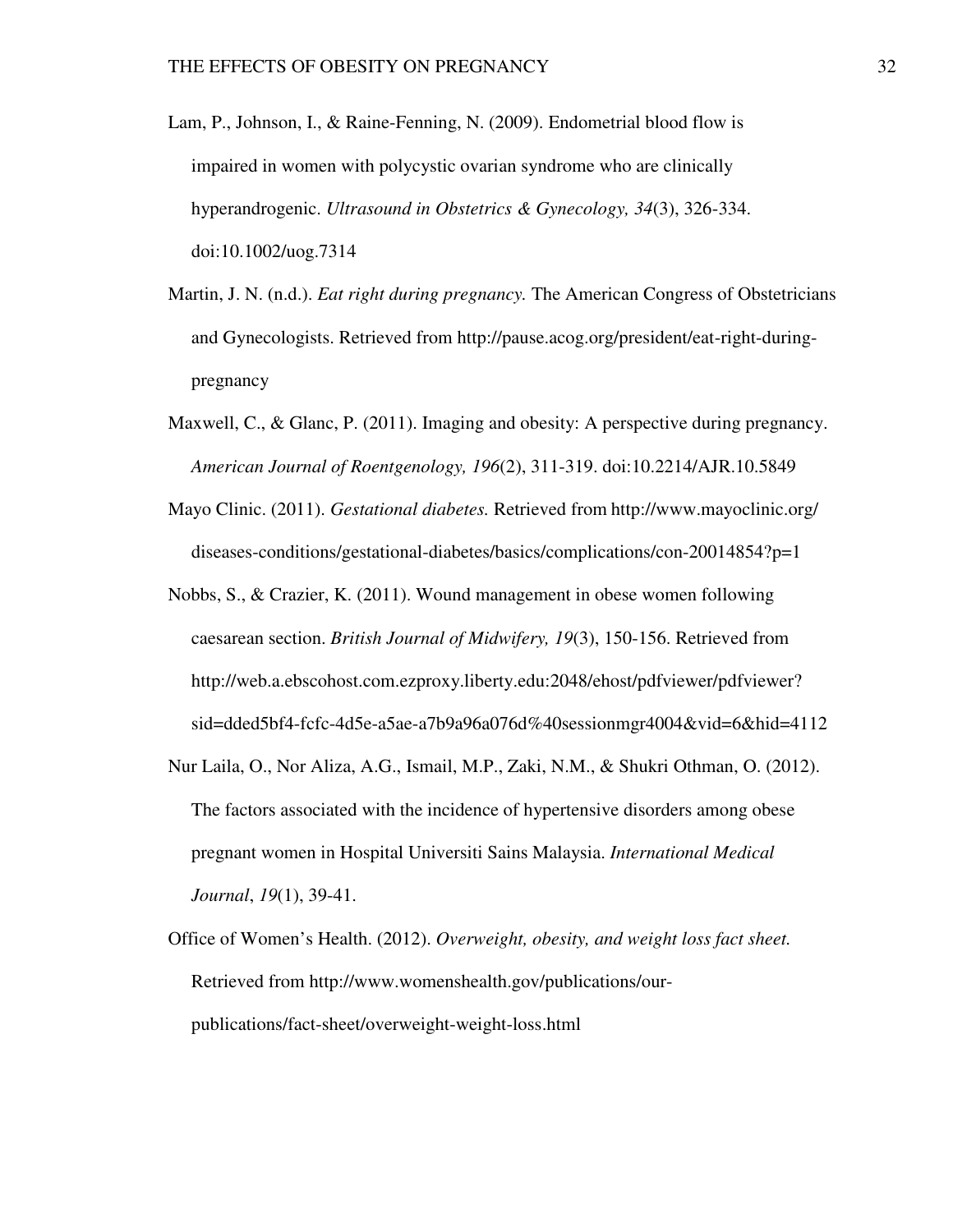Lam, P., Johnson, I., & Raine-Fenning, N. (2009). Endometrial blood flow is impaired in women with polycystic ovarian syndrome who are clinically hyperandrogenic. *Ultrasound in Obstetrics & Gynecology, 34*(3), 326-334. doi:10.1002/uog.7314

Martin, J. N. (n.d.). *Eat right during pregnancy.* The American Congress of Obstetricians and Gynecologists. Retrieved from http://pause.acog.org/president/eat-right-during-pregnancy

Maxwell, C., & Glanc, P. (2011). Imaging and obesity: A perspective during pregnancy. *American Journal of Roentgenology, 196*(2), 311-319. doi:10.2214/AJR.10.5849

Mayo Clinic. (2011). *Gestational diabetes.* Retrieved from http://www.mayoclinic.org/diseases-conditions/gestational-diabetes/basics/complications/con-20014854?p=1

Nobbs, S., & Crazier, K. (2011). Wound management in obese women following caesarean section. *British Journal of Midwifery, 19*(3), 150-156. Retrieved from http://web.a.ebscohost.com.ezproxy.liberty.edu:2048/ehost/pdfviewer/pdfviewer?sid=dded5bf4-fcfc-4d5e-a5ae-a7b9a96a076d%40sessionmgr4004&vid=6&hid=4112

Nur Laila, O., Nor Aliza, A.G., Ismail, M.P., Zaki, N.M., & Shukri Othman, O. (2012). The factors associated with the incidence of hypertensive disorders among obese pregnant women in Hospital Universiti Sains Malaysia. *International Medical Journal*, *19*(1), 39-41.

Office of Women's Health. (2012). *Overweight, obesity, and weight loss fact sheet.* Retrieved from http://www.womenshealth.gov/publications/our-publications/fact-sheet/overweight-weight-loss.html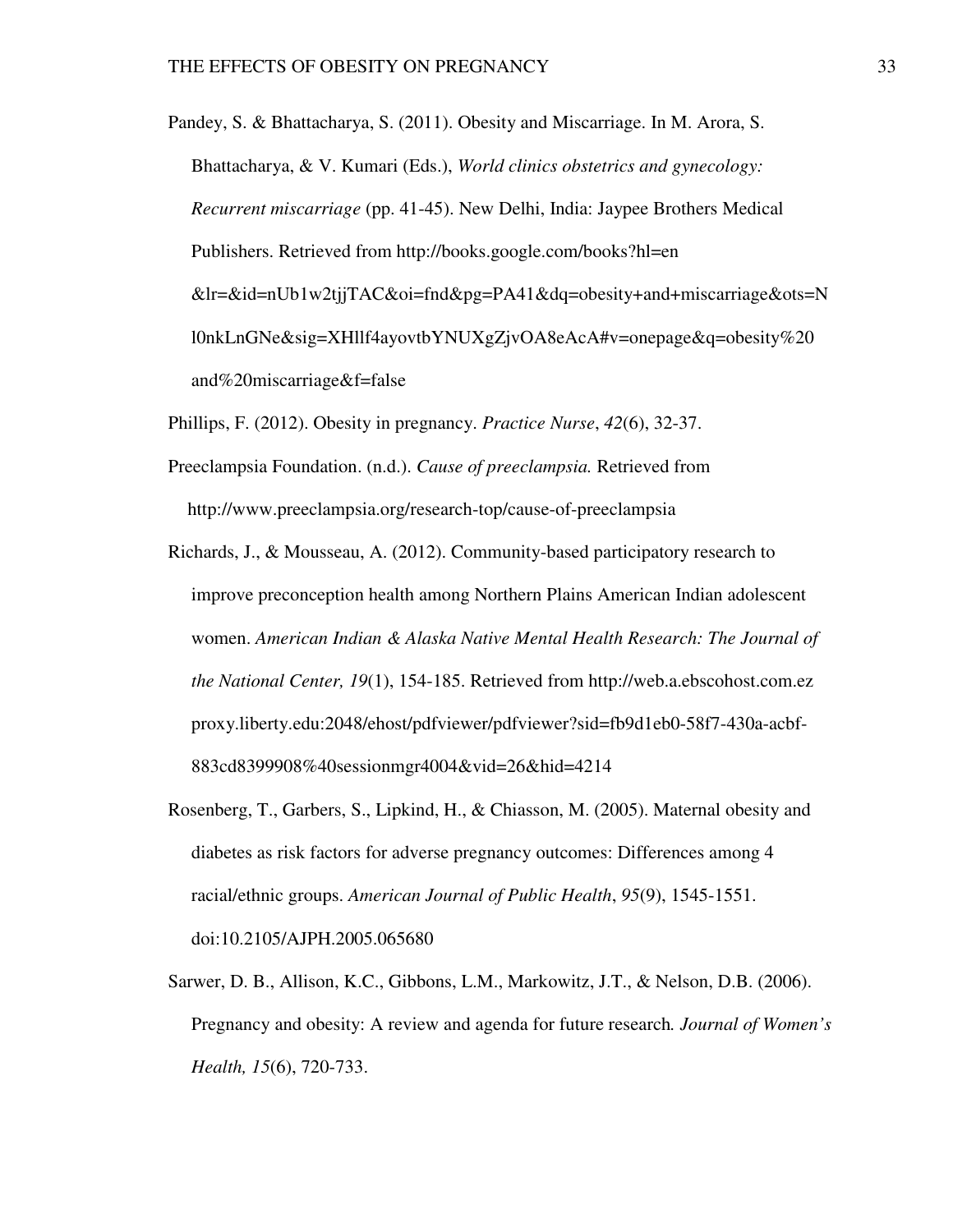Pandey, S. & Bhattacharya, S. (2011). Obesity and Miscarriage. In M. Arora, S. Bhattacharya, & V. Kumari (Eds.), *World clinics obstetrics and gynecology: Recurrent miscarriage* (pp. 41-45). New Delhi, India: Jaypee Brothers Medical Publishers. Retrieved from http://books.google.com/books?hl=en &lr=&id=nUb1w2tjjTAC&oi=fnd&pg=PA41&dq=obesity+and+miscarriage&ots=Nl0nkLnGNe&sig=XHllf4ayovtbYNUXgZjvOA8eAcA#v=onepage&q=obesity%20and%20miscarriage&f=false

Phillips, F. (2012). Obesity in pregnancy. *Practice Nurse*, *42*(6), 32-37.

Preeclampsia Foundation. (n.d.). *Cause of preeclampsia.* Retrieved from http://www.preeclampsia.org/research-top/cause-of-preeclampsia

Richards, J., & Mousseau, A. (2012). Community-based participatory research to improve preconception health among Northern Plains American Indian adolescent women. *American Indian & Alaska Native Mental Health Research: The Journal of the National Center, 19*(1), 154-185. Retrieved from http://web.a.ebscohost.com.ezproxy.liberty.edu:2048/ehost/pdfviewer/pdfviewer?sid=fb9d1eb0-58f7-430a-acbf-883cd8399908%40sessionmgr4004&vid=26&hid=4214

Rosenberg, T., Garbers, S., Lipkind, H., & Chiasson, M. (2005). Maternal obesity and diabetes as risk factors for adverse pregnancy outcomes: Differences among 4 racial/ethnic groups. *American Journal of Public Health*, *95*(9), 1545-1551. doi:10.2105/AJPH.2005.065680

Sarwer, D. B., Allison, K.C., Gibbons, L.M., Markowitz, J.T., & Nelson, D.B. (2006). Pregnancy and obesity: A review and agenda for future research*. Journal of Women's Health, 15*(6), 720-733.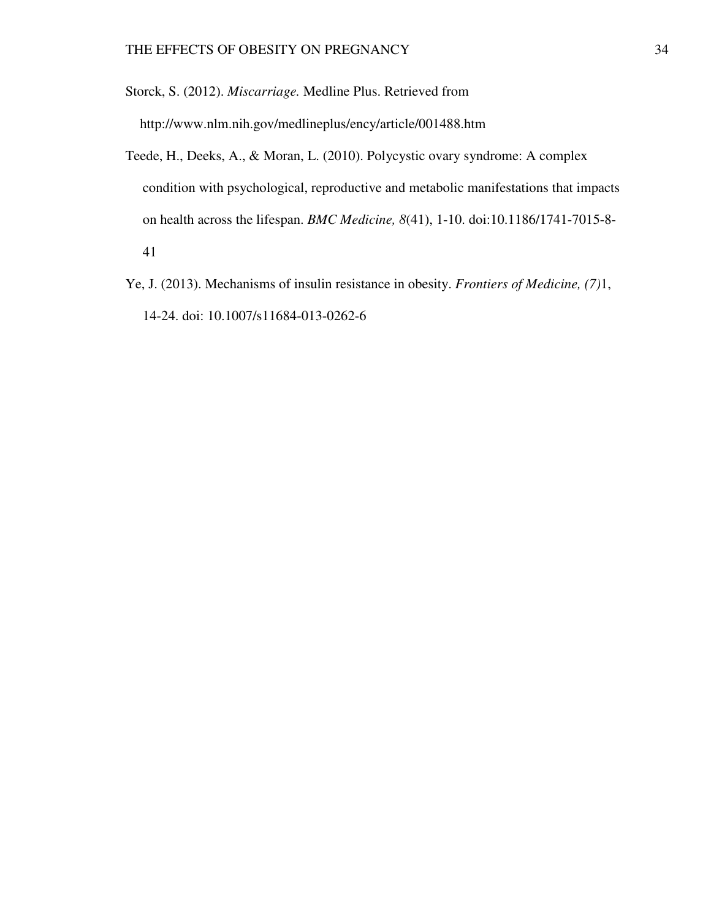Storck, S. (2012). *Miscarriage.* Medline Plus. Retrieved from http://www.nlm.nih.gov/medlineplus/ency/article/001488.htm

Teede, H., Deeks, A., & Moran, L. (2010). Polycystic ovary syndrome: A complex condition with psychological, reproductive and metabolic manifestations that impacts on health across the lifespan. *BMC Medicine, 8*(41), 1-10. doi:10.1186/1741-7015-8-41

Ye, J. (2013). Mechanisms of insulin resistance in obesity. *Frontiers of Medicine, (7)*1, 14-24. doi: 10.1007/s11684-013-0262-6